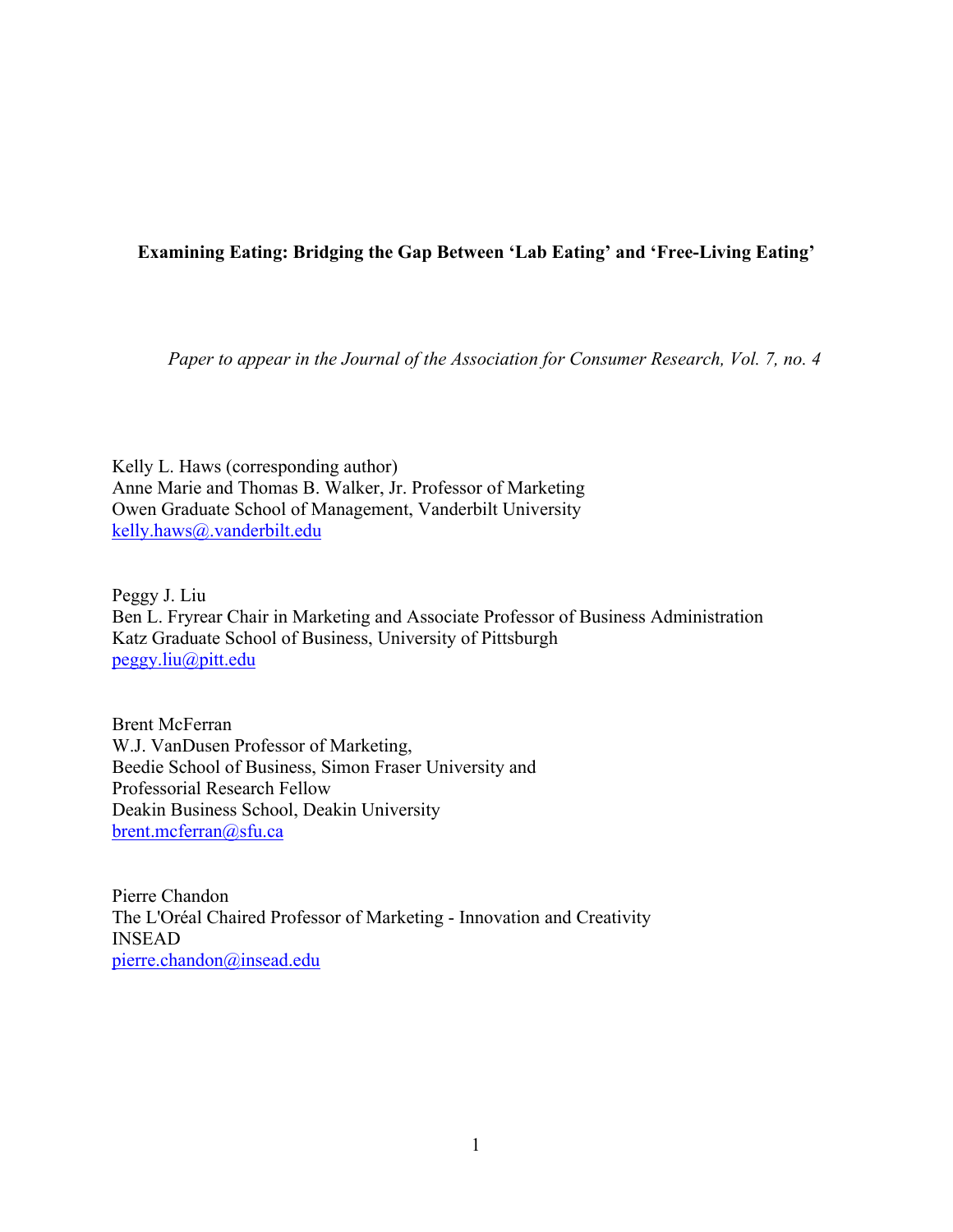**Examining Eating: Bridging the Gap Between 'Lab Eating' and 'Free-Living Eating'**

*Paper to appear in the Journal of the Association for Consumer Research, Vol. 7, no. 4*

Kelly L. Haws (corresponding author)
Anne Marie and Thomas B. Walker, Jr. Professor of Marketing
Owen Graduate School of Management, Vanderbilt University
kelly.haws@.vanderbilt.edu

Peggy J. Liu
Ben L. Fryrear Chair in Marketing and Associate Professor of Business Administration
Katz Graduate School of Business, University of Pittsburgh
peggy.liu@pitt.edu

Brent McFerran
W.J. VanDusen Professor of Marketing,
Beedie School of Business, Simon Fraser University and
Professorial Research Fellow
Deakin Business School, Deakin University
brent.mcferran@sfu.ca

Pierre Chandon
The L'Oréal Chaired Professor of Marketing - Innovation and Creativity
INSEAD
pierre.chandon@insead.edu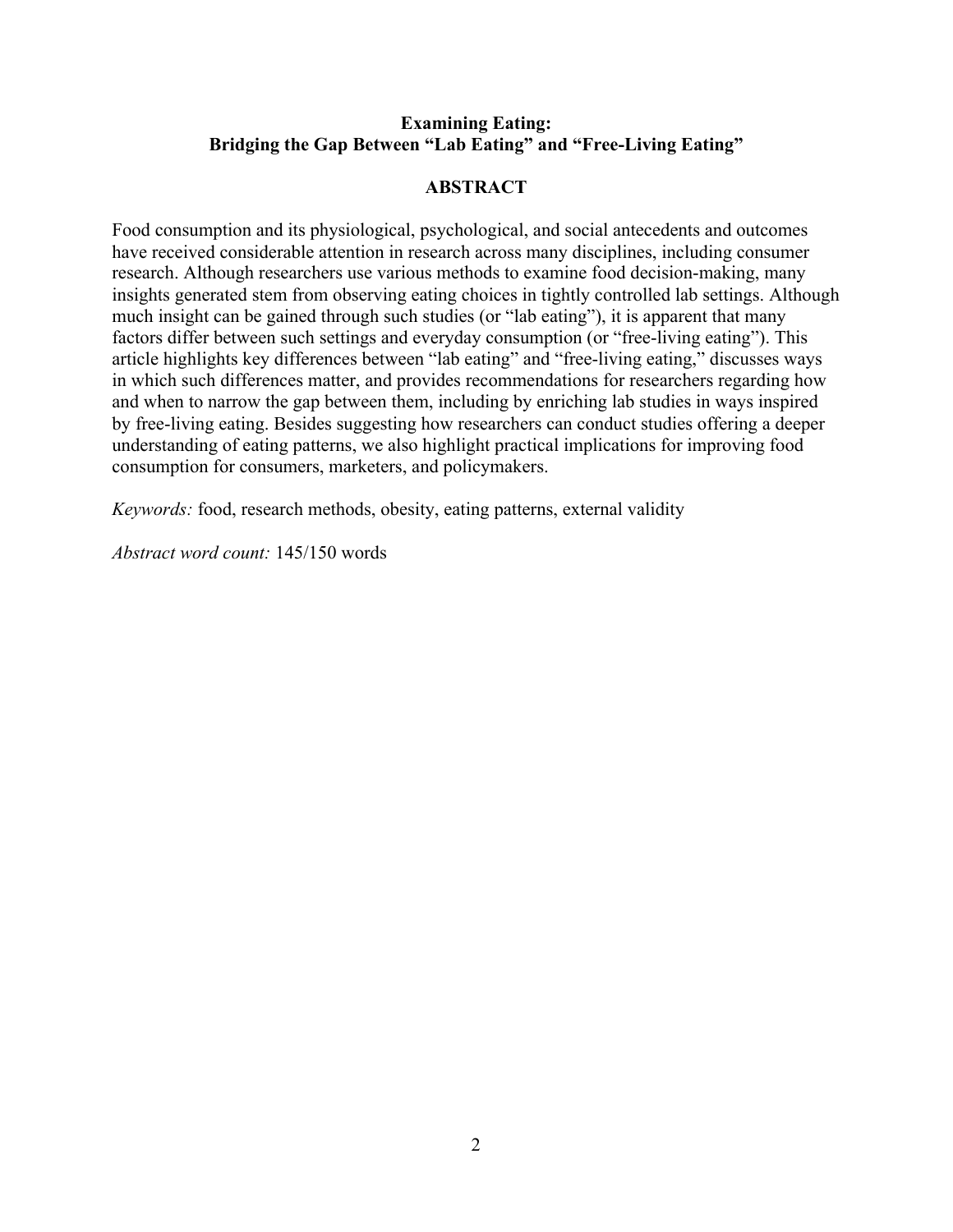## Examining Eating:
## Bridging the Gap Between "Lab Eating" and "Free-Living Eating"

### ABSTRACT

Food consumption and its physiological, psychological, and social antecedents and outcomes have received considerable attention in research across many disciplines, including consumer research. Although researchers use various methods to examine food decision-making, many insights generated stem from observing eating choices in tightly controlled lab settings. Although much insight can be gained through such studies (or "lab eating"), it is apparent that many factors differ between such settings and everyday consumption (or "free-living eating"). This article highlights key differences between "lab eating" and "free-living eating," discusses ways in which such differences matter, and provides recommendations for researchers regarding how and when to narrow the gap between them, including by enriching lab studies in ways inspired by free-living eating. Besides suggesting how researchers can conduct studies offering a deeper understanding of eating patterns, we also highlight practical implications for improving food consumption for consumers, marketers, and policymakers.

*Keywords:* food, research methods, obesity, eating patterns, external validity

*Abstract word count:* 145/150 words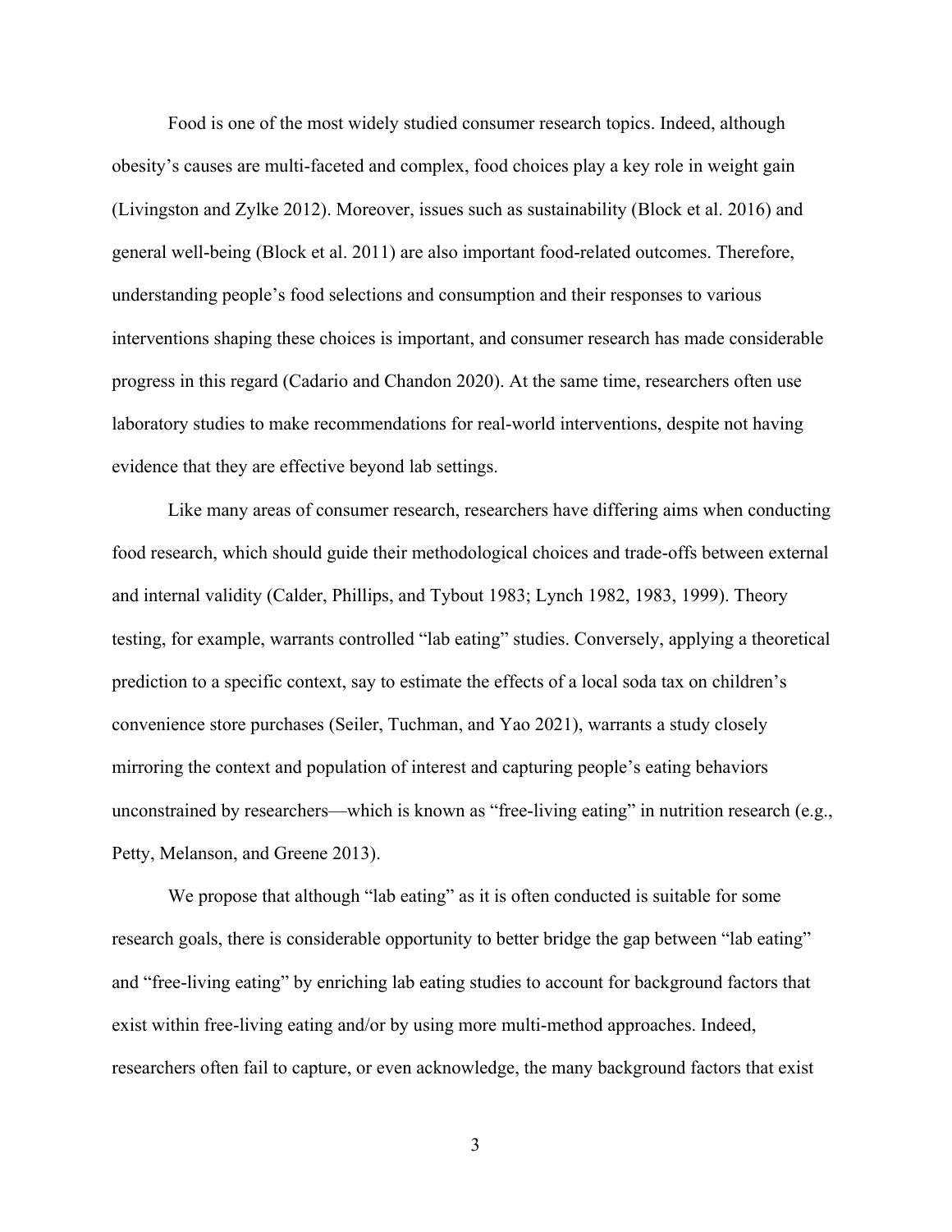Food is one of the most widely studied consumer research topics. Indeed, although obesity's causes are multi-faceted and complex, food choices play a key role in weight gain (Livingston and Zylke 2012). Moreover, issues such as sustainability (Block et al. 2016) and general well-being (Block et al. 2011) are also important food-related outcomes. Therefore, understanding people's food selections and consumption and their responses to various interventions shaping these choices is important, and consumer research has made considerable progress in this regard (Cadario and Chandon 2020). At the same time, researchers often use laboratory studies to make recommendations for real-world interventions, despite not having evidence that they are effective beyond lab settings.

Like many areas of consumer research, researchers have differing aims when conducting food research, which should guide their methodological choices and trade-offs between external and internal validity (Calder, Phillips, and Tybout 1983; Lynch 1982, 1983, 1999). Theory testing, for example, warrants controlled "lab eating" studies. Conversely, applying a theoretical prediction to a specific context, say to estimate the effects of a local soda tax on children's convenience store purchases (Seiler, Tuchman, and Yao 2021), warrants a study closely mirroring the context and population of interest and capturing people's eating behaviors unconstrained by researchers—which is known as "free-living eating" in nutrition research (e.g., Petty, Melanson, and Greene 2013).

We propose that although "lab eating" as it is often conducted is suitable for some research goals, there is considerable opportunity to better bridge the gap between "lab eating" and "free-living eating" by enriching lab eating studies to account for background factors that exist within free-living eating and/or by using more multi-method approaches. Indeed, researchers often fail to capture, or even acknowledge, the many background factors that exist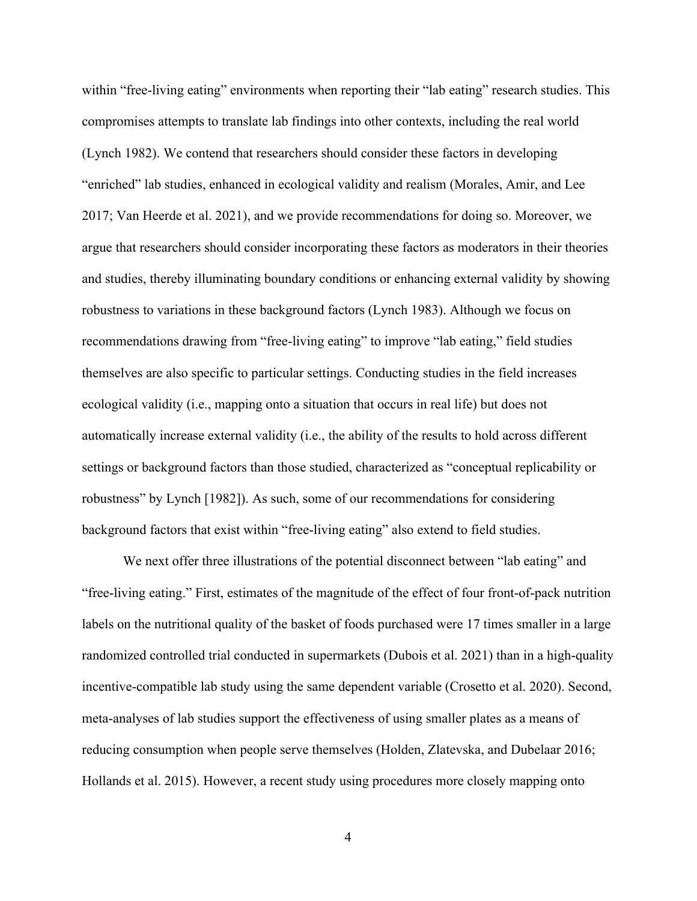within "free-living eating" environments when reporting their "lab eating" research studies. This compromises attempts to translate lab findings into other contexts, including the real world (Lynch 1982). We contend that researchers should consider these factors in developing "enriched" lab studies, enhanced in ecological validity and realism (Morales, Amir, and Lee 2017; Van Heerde et al. 2021), and we provide recommendations for doing so. Moreover, we argue that researchers should consider incorporating these factors as moderators in their theories and studies, thereby illuminating boundary conditions or enhancing external validity by showing robustness to variations in these background factors (Lynch 1983). Although we focus on recommendations drawing from "free-living eating" to improve "lab eating," field studies themselves are also specific to particular settings. Conducting studies in the field increases ecological validity (i.e., mapping onto a situation that occurs in real life) but does not automatically increase external validity (i.e., the ability of the results to hold across different settings or background factors than those studied, characterized as "conceptual replicability or robustness" by Lynch [1982]). As such, some of our recommendations for considering background factors that exist within "free-living eating" also extend to field studies.

We next offer three illustrations of the potential disconnect between "lab eating" and "free-living eating." First, estimates of the magnitude of the effect of four front-of-pack nutrition labels on the nutritional quality of the basket of foods purchased were 17 times smaller in a large randomized controlled trial conducted in supermarkets (Dubois et al. 2021) than in a high-quality incentive-compatible lab study using the same dependent variable (Crosetto et al. 2020). Second, meta-analyses of lab studies support the effectiveness of using smaller plates as a means of reducing consumption when people serve themselves (Holden, Zlatevska, and Dubelaar 2016; Hollands et al. 2015). However, a recent study using procedures more closely mapping onto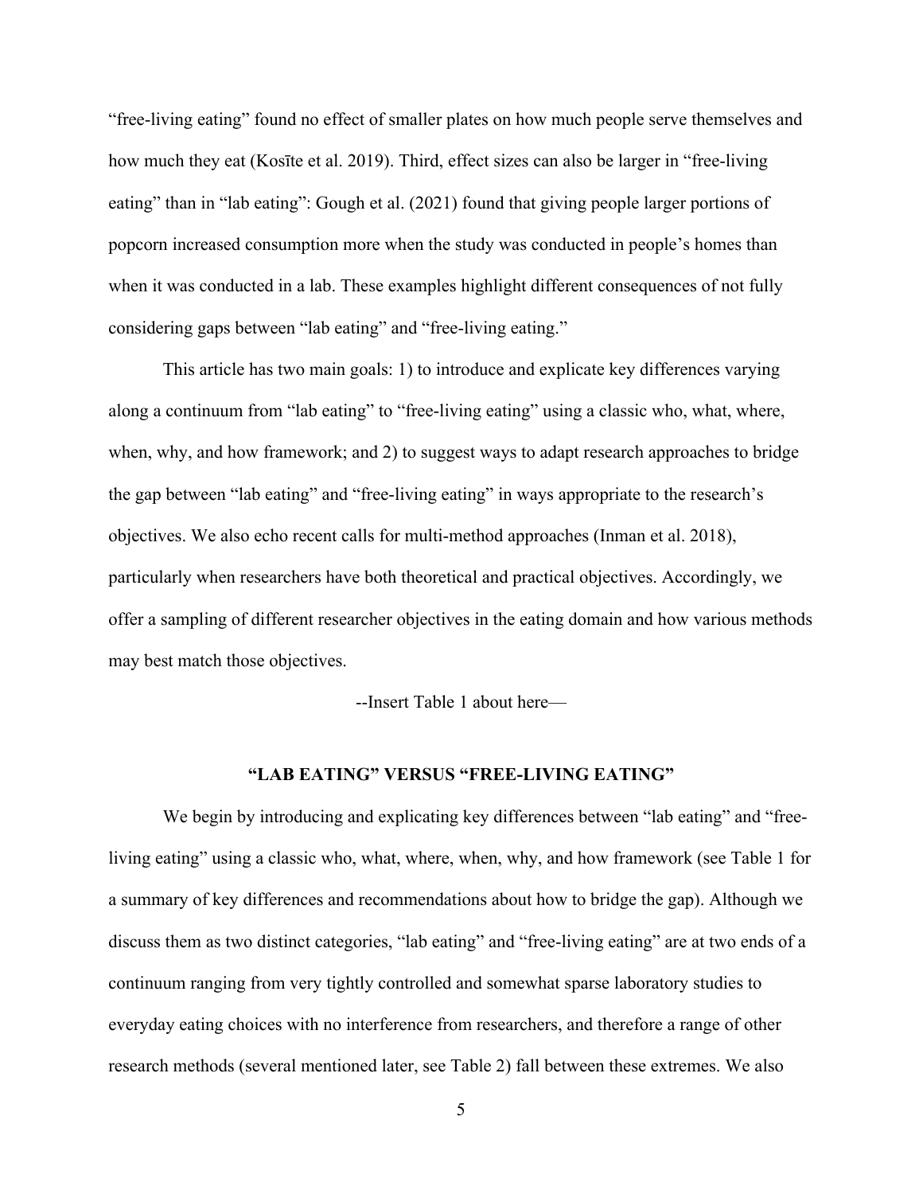"free-living eating" found no effect of smaller plates on how much people serve themselves and how much they eat (Kosīte et al. 2019). Third, effect sizes can also be larger in "free-living eating" than in "lab eating": Gough et al. (2021) found that giving people larger portions of popcorn increased consumption more when the study was conducted in people's homes than when it was conducted in a lab. These examples highlight different consequences of not fully considering gaps between "lab eating" and "free-living eating."

This article has two main goals: 1) to introduce and explicate key differences varying along a continuum from "lab eating" to "free-living eating" using a classic who, what, where, when, why, and how framework; and 2) to suggest ways to adapt research approaches to bridge the gap between "lab eating" and "free-living eating" in ways appropriate to the research's objectives. We also echo recent calls for multi-method approaches (Inman et al. 2018), particularly when researchers have both theoretical and practical objectives. Accordingly, we offer a sampling of different researcher objectives in the eating domain and how various methods may best match those objectives.

--Insert Table 1 about here—

## "LAB EATING" VERSUS "FREE-LIVING EATING"

We begin by introducing and explicating key differences between "lab eating" and "free-living eating" using a classic who, what, where, when, why, and how framework (see Table 1 for a summary of key differences and recommendations about how to bridge the gap). Although we discuss them as two distinct categories, "lab eating" and "free-living eating" are at two ends of a continuum ranging from very tightly controlled and somewhat sparse laboratory studies to everyday eating choices with no interference from researchers, and therefore a range of other research methods (several mentioned later, see Table 2) fall between these extremes. We also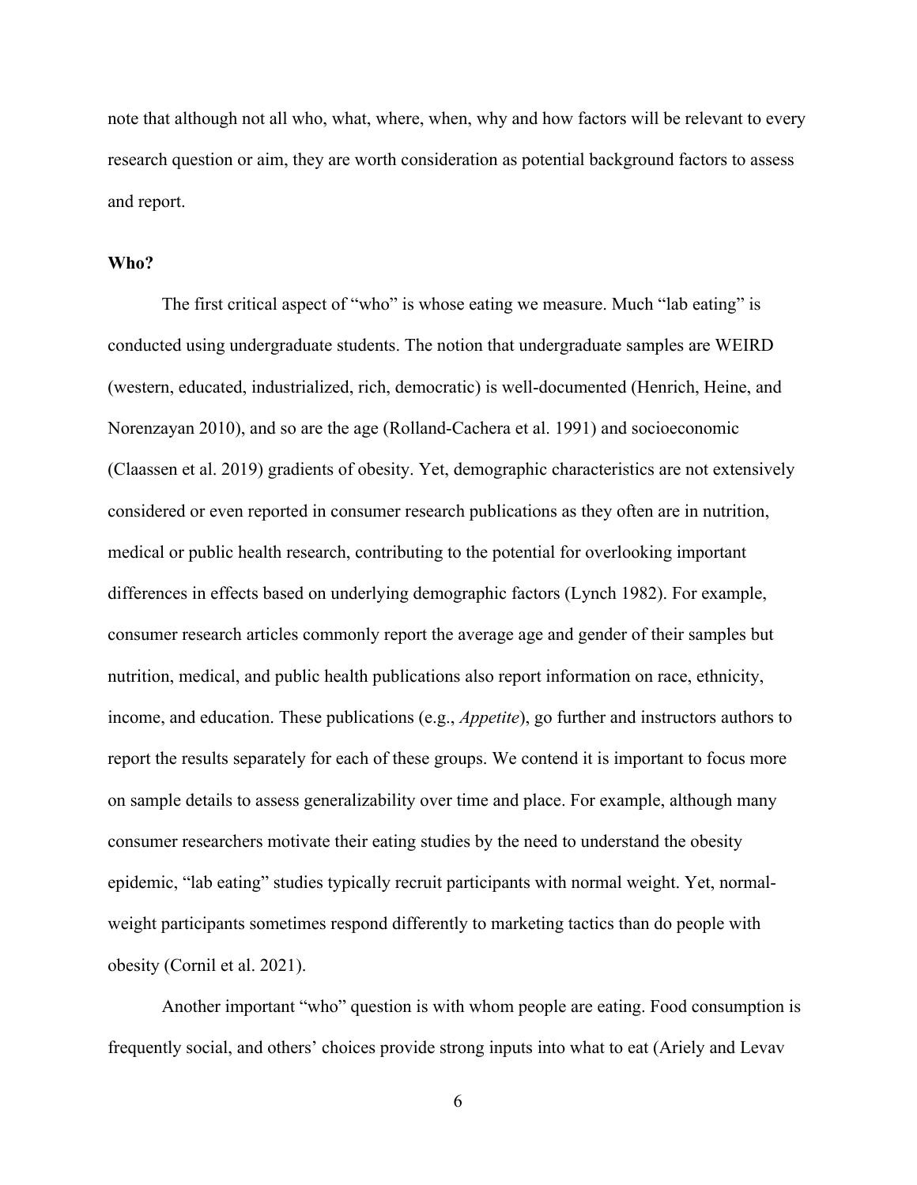note that although not all who, what, where, when, why and how factors will be relevant to every research question or aim, they are worth consideration as potential background factors to assess and report.

**Who?**

The first critical aspect of "who" is whose eating we measure. Much "lab eating" is conducted using undergraduate students. The notion that undergraduate samples are WEIRD (western, educated, industrialized, rich, democratic) is well-documented (Henrich, Heine, and Norenzayan 2010), and so are the age (Rolland-Cachera et al. 1991) and socioeconomic (Claassen et al. 2019) gradients of obesity. Yet, demographic characteristics are not extensively considered or even reported in consumer research publications as they often are in nutrition, medical or public health research, contributing to the potential for overlooking important differences in effects based on underlying demographic factors (Lynch 1982). For example, consumer research articles commonly report the average age and gender of their samples but nutrition, medical, and public health publications also report information on race, ethnicity, income, and education. These publications (e.g., *Appetite*), go further and instructors authors to report the results separately for each of these groups. We contend it is important to focus more on sample details to assess generalizability over time and place. For example, although many consumer researchers motivate their eating studies by the need to understand the obesity epidemic, "lab eating" studies typically recruit participants with normal weight. Yet, normal-weight participants sometimes respond differently to marketing tactics than do people with obesity (Cornil et al. 2021).

Another important "who" question is with whom people are eating. Food consumption is frequently social, and others' choices provide strong inputs into what to eat (Ariely and Levav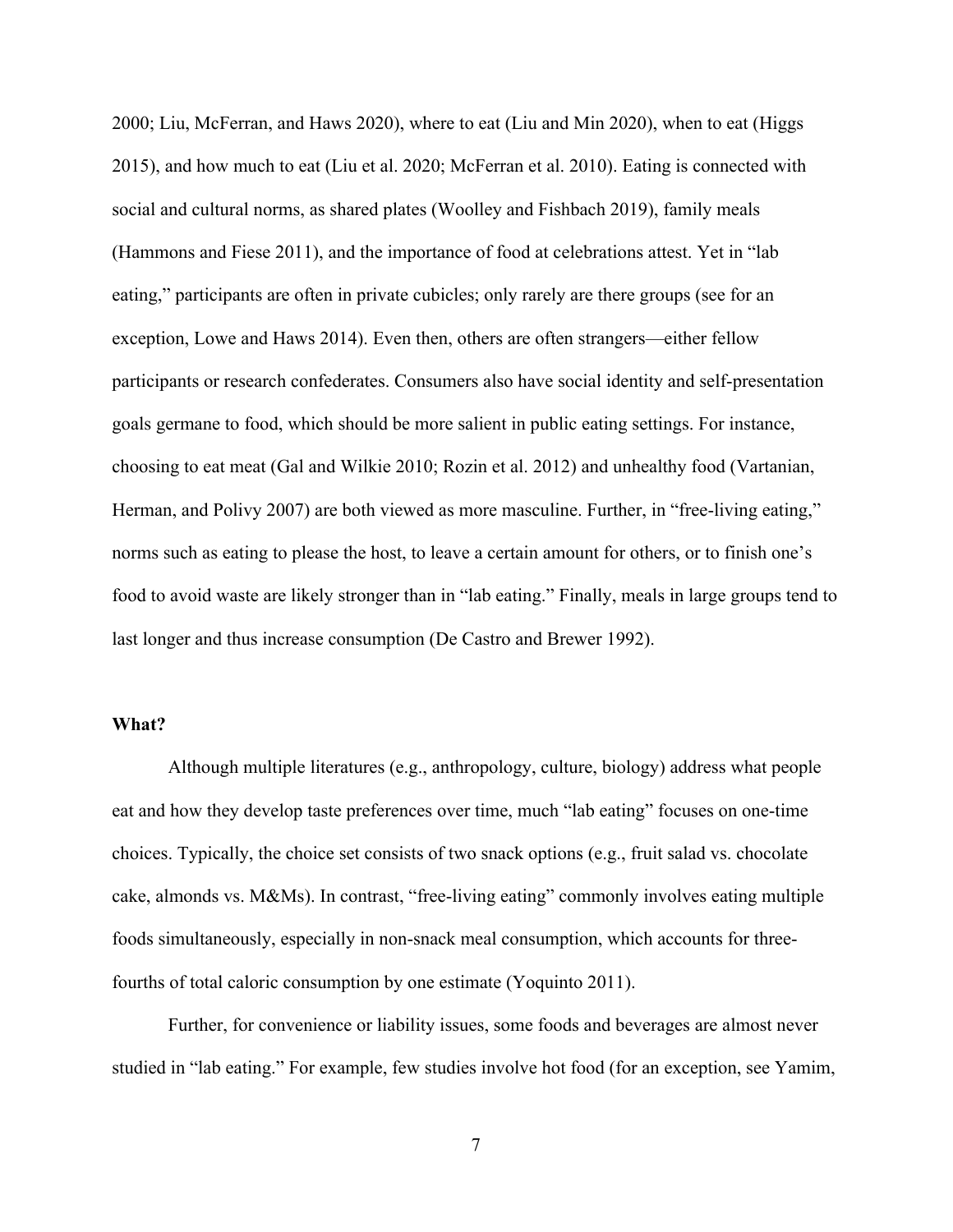2000; Liu, McFerran, and Haws 2020), where to eat (Liu and Min 2020), when to eat (Higgs 2015), and how much to eat (Liu et al. 2020; McFerran et al. 2010). Eating is connected with social and cultural norms, as shared plates (Woolley and Fishbach 2019), family meals (Hammons and Fiese 2011), and the importance of food at celebrations attest. Yet in "lab eating," participants are often in private cubicles; only rarely are there groups (see for an exception, Lowe and Haws 2014). Even then, others are often strangers—either fellow participants or research confederates. Consumers also have social identity and self-presentation goals germane to food, which should be more salient in public eating settings. For instance, choosing to eat meat (Gal and Wilkie 2010; Rozin et al. 2012) and unhealthy food (Vartanian, Herman, and Polivy 2007) are both viewed as more masculine. Further, in "free-living eating," norms such as eating to please the host, to leave a certain amount for others, or to finish one's food to avoid waste are likely stronger than in "lab eating." Finally, meals in large groups tend to last longer and thus increase consumption (De Castro and Brewer 1992).

**What?**

Although multiple literatures (e.g., anthropology, culture, biology) address what people eat and how they develop taste preferences over time, much "lab eating" focuses on one-time choices. Typically, the choice set consists of two snack options (e.g., fruit salad vs. chocolate cake, almonds vs. M&Ms). In contrast, "free-living eating" commonly involves eating multiple foods simultaneously, especially in non-snack meal consumption, which accounts for three-fourths of total caloric consumption by one estimate (Yoquinto 2011).

Further, for convenience or liability issues, some foods and beverages are almost never studied in "lab eating." For example, few studies involve hot food (for an exception, see Yamim,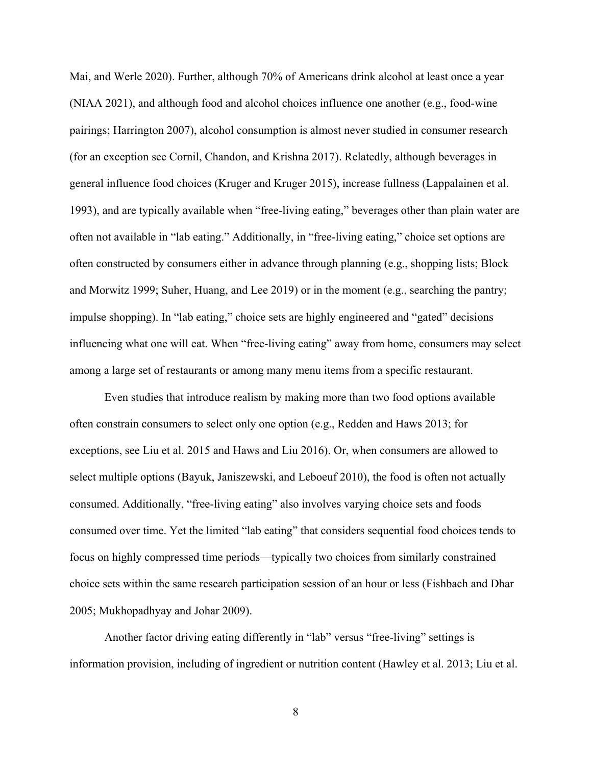Mai, and Werle 2020). Further, although 70% of Americans drink alcohol at least once a year (NIAA 2021), and although food and alcohol choices influence one another (e.g., food-wine pairings; Harrington 2007), alcohol consumption is almost never studied in consumer research (for an exception see Cornil, Chandon, and Krishna 2017). Relatedly, although beverages in general influence food choices (Kruger and Kruger 2015), increase fullness (Lappalainen et al. 1993), and are typically available when "free-living eating," beverages other than plain water are often not available in "lab eating." Additionally, in "free-living eating," choice set options are often constructed by consumers either in advance through planning (e.g., shopping lists; Block and Morwitz 1999; Suher, Huang, and Lee 2019) or in the moment (e.g., searching the pantry; impulse shopping). In "lab eating," choice sets are highly engineered and "gated" decisions influencing what one will eat. When "free-living eating" away from home, consumers may select among a large set of restaurants or among many menu items from a specific restaurant.

Even studies that introduce realism by making more than two food options available often constrain consumers to select only one option (e.g., Redden and Haws 2013; for exceptions, see Liu et al. 2015 and Haws and Liu 2016). Or, when consumers are allowed to select multiple options (Bayuk, Janiszewski, and Leboeuf 2010), the food is often not actually consumed. Additionally, "free-living eating" also involves varying choice sets and foods consumed over time. Yet the limited "lab eating" that considers sequential food choices tends to focus on highly compressed time periods—typically two choices from similarly constrained choice sets within the same research participation session of an hour or less (Fishbach and Dhar 2005; Mukhopadhyay and Johar 2009).

Another factor driving eating differently in "lab" versus "free-living" settings is information provision, including of ingredient or nutrition content (Hawley et al. 2013; Liu et al.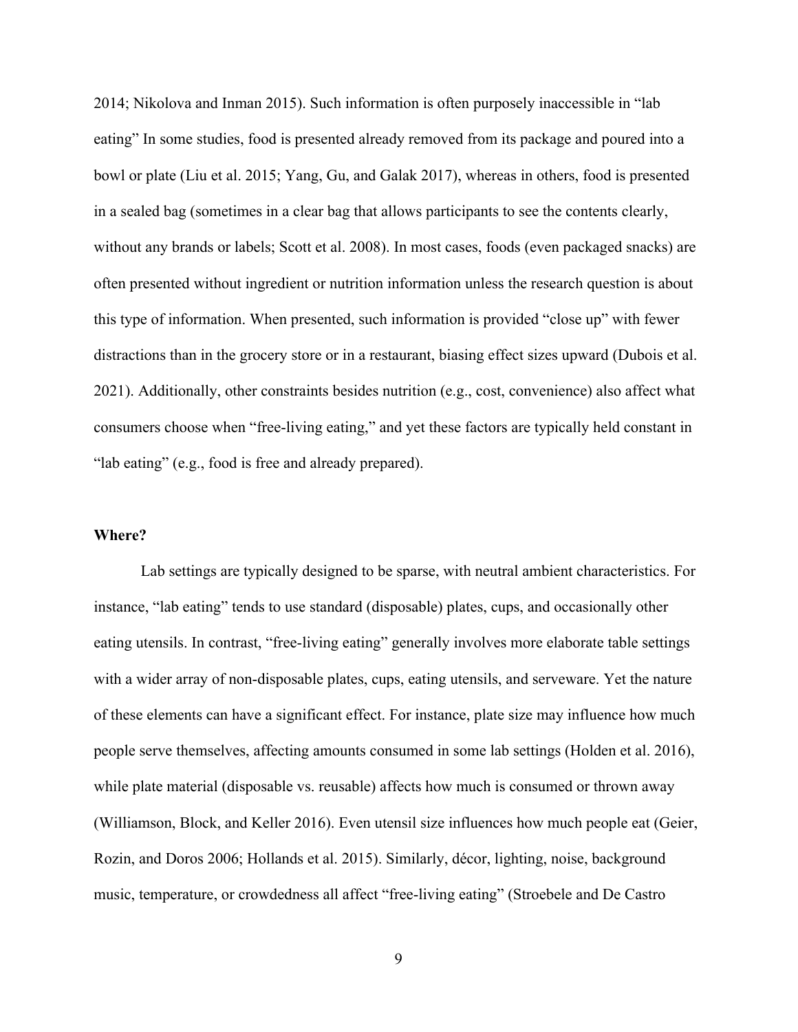2014; Nikolova and Inman 2015). Such information is often purposely inaccessible in "lab eating" In some studies, food is presented already removed from its package and poured into a bowl or plate (Liu et al. 2015; Yang, Gu, and Galak 2017), whereas in others, food is presented in a sealed bag (sometimes in a clear bag that allows participants to see the contents clearly, without any brands or labels; Scott et al. 2008). In most cases, foods (even packaged snacks) are often presented without ingredient or nutrition information unless the research question is about this type of information. When presented, such information is provided "close up" with fewer distractions than in the grocery store or in a restaurant, biasing effect sizes upward (Dubois et al. 2021). Additionally, other constraints besides nutrition (e.g., cost, convenience) also affect what consumers choose when "free-living eating," and yet these factors are typically held constant in "lab eating" (e.g., food is free and already prepared).

**Where?**

Lab settings are typically designed to be sparse, with neutral ambient characteristics. For instance, "lab eating" tends to use standard (disposable) plates, cups, and occasionally other eating utensils. In contrast, "free-living eating" generally involves more elaborate table settings with a wider array of non-disposable plates, cups, eating utensils, and serveware. Yet the nature of these elements can have a significant effect. For instance, plate size may influence how much people serve themselves, affecting amounts consumed in some lab settings (Holden et al. 2016), while plate material (disposable vs. reusable) affects how much is consumed or thrown away (Williamson, Block, and Keller 2016). Even utensil size influences how much people eat (Geier, Rozin, and Doros 2006; Hollands et al. 2015). Similarly, décor, lighting, noise, background music, temperature, or crowdedness all affect "free-living eating" (Stroebele and De Castro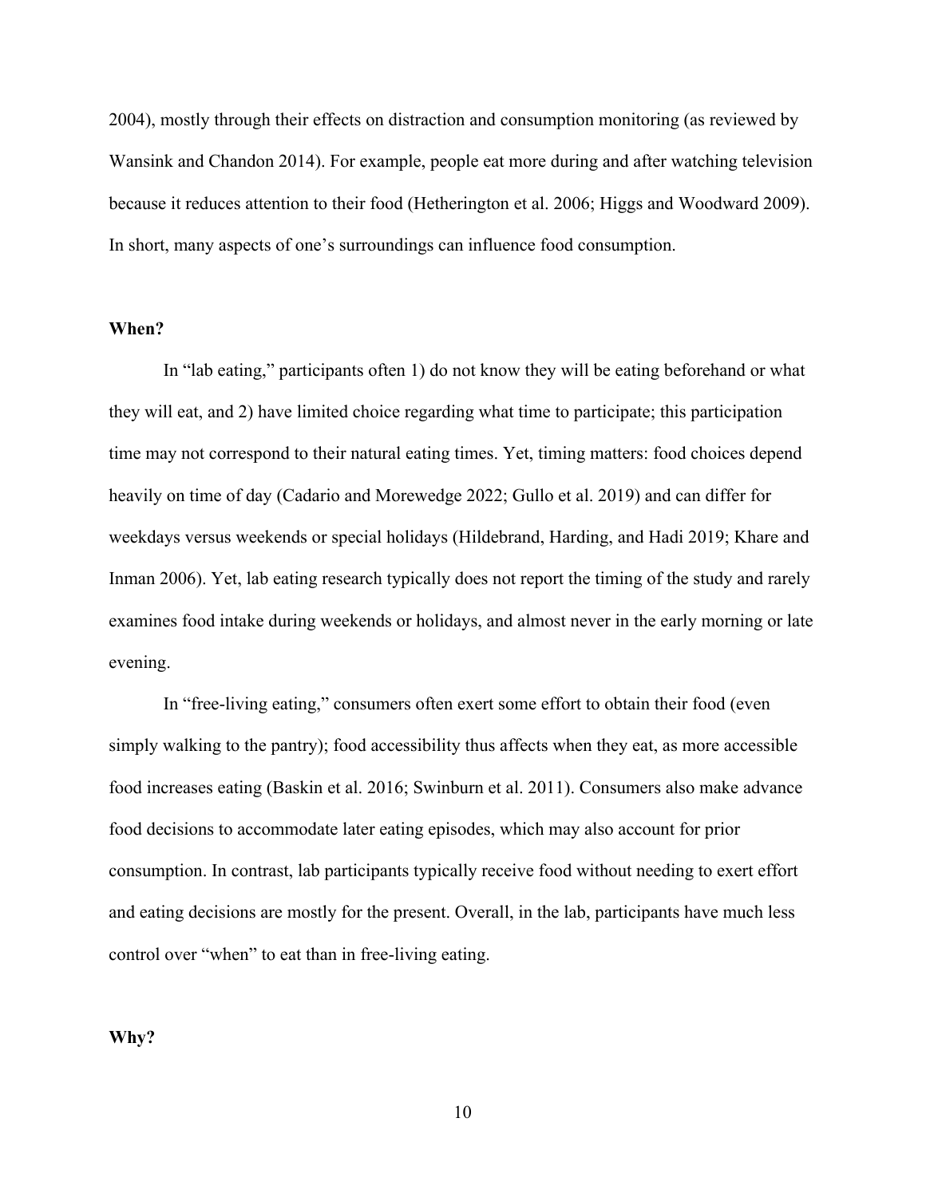2004), mostly through their effects on distraction and consumption monitoring (as reviewed by Wansink and Chandon 2014). For example, people eat more during and after watching television because it reduces attention to their food (Hetherington et al. 2006; Higgs and Woodward 2009). In short, many aspects of one's surroundings can influence food consumption.

**When?**

In "lab eating," participants often 1) do not know they will be eating beforehand or what they will eat, and 2) have limited choice regarding what time to participate; this participation time may not correspond to their natural eating times. Yet, timing matters: food choices depend heavily on time of day (Cadario and Morewedge 2022; Gullo et al. 2019) and can differ for weekdays versus weekends or special holidays (Hildebrand, Harding, and Hadi 2019; Khare and Inman 2006). Yet, lab eating research typically does not report the timing of the study and rarely examines food intake during weekends or holidays, and almost never in the early morning or late evening.

In "free-living eating," consumers often exert some effort to obtain their food (even simply walking to the pantry); food accessibility thus affects when they eat, as more accessible food increases eating (Baskin et al. 2016; Swinburn et al. 2011). Consumers also make advance food decisions to accommodate later eating episodes, which may also account for prior consumption. In contrast, lab participants typically receive food without needing to exert effort and eating decisions are mostly for the present. Overall, in the lab, participants have much less control over "when" to eat than in free-living eating.

**Why?**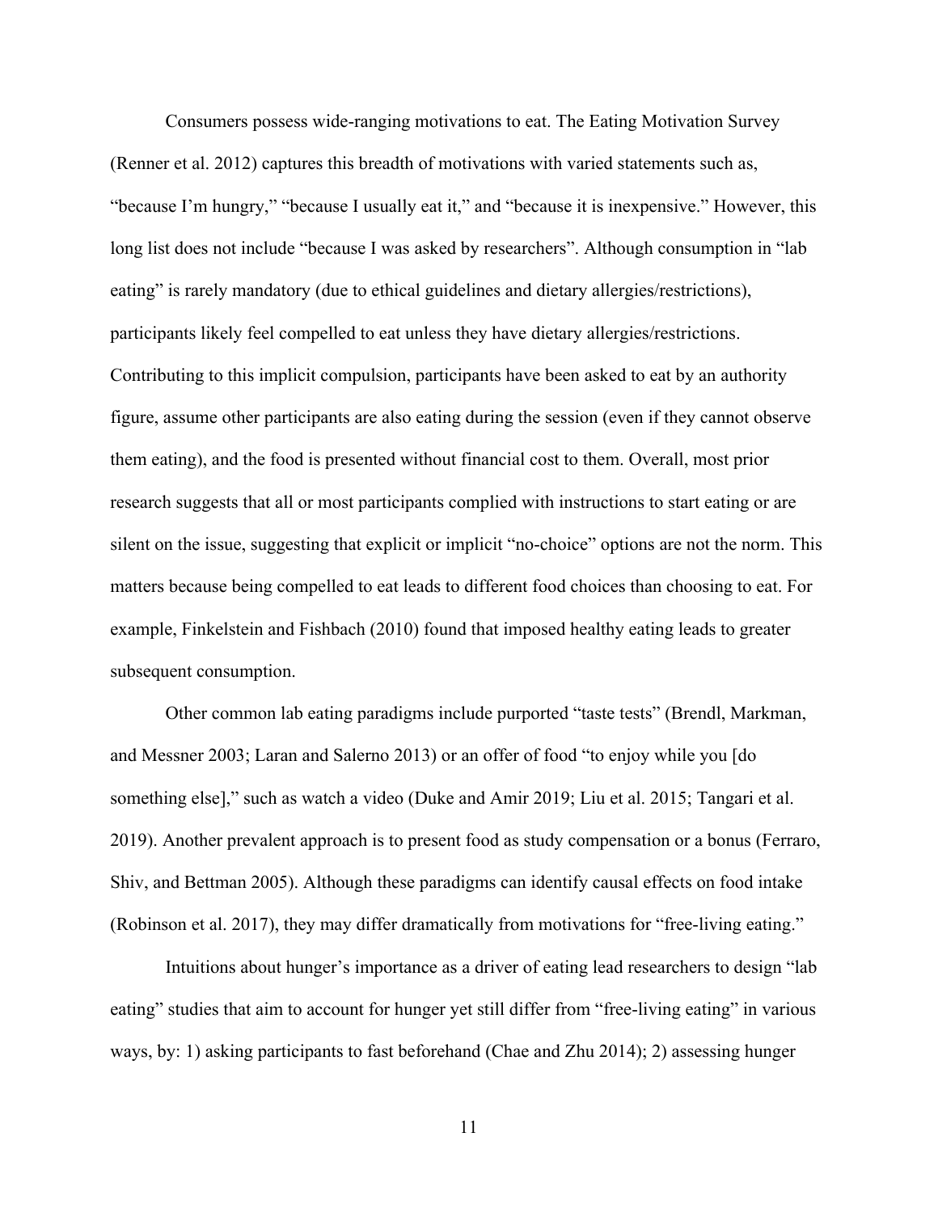Consumers possess wide-ranging motivations to eat. The Eating Motivation Survey (Renner et al. 2012) captures this breadth of motivations with varied statements such as, "because I'm hungry," "because I usually eat it," and "because it is inexpensive." However, this long list does not include "because I was asked by researchers". Although consumption in "lab eating" is rarely mandatory (due to ethical guidelines and dietary allergies/restrictions), participants likely feel compelled to eat unless they have dietary allergies/restrictions. Contributing to this implicit compulsion, participants have been asked to eat by an authority figure, assume other participants are also eating during the session (even if they cannot observe them eating), and the food is presented without financial cost to them. Overall, most prior research suggests that all or most participants complied with instructions to start eating or are silent on the issue, suggesting that explicit or implicit "no-choice" options are not the norm. This matters because being compelled to eat leads to different food choices than choosing to eat. For example, Finkelstein and Fishbach (2010) found that imposed healthy eating leads to greater subsequent consumption.

Other common lab eating paradigms include purported "taste tests" (Brendl, Markman, and Messner 2003; Laran and Salerno 2013) or an offer of food "to enjoy while you [do something else]," such as watch a video (Duke and Amir 2019; Liu et al. 2015; Tangari et al. 2019). Another prevalent approach is to present food as study compensation or a bonus (Ferraro, Shiv, and Bettman 2005). Although these paradigms can identify causal effects on food intake (Robinson et al. 2017), they may differ dramatically from motivations for "free-living eating."

Intuitions about hunger's importance as a driver of eating lead researchers to design "lab eating" studies that aim to account for hunger yet still differ from "free-living eating" in various ways, by: 1) asking participants to fast beforehand (Chae and Zhu 2014); 2) assessing hunger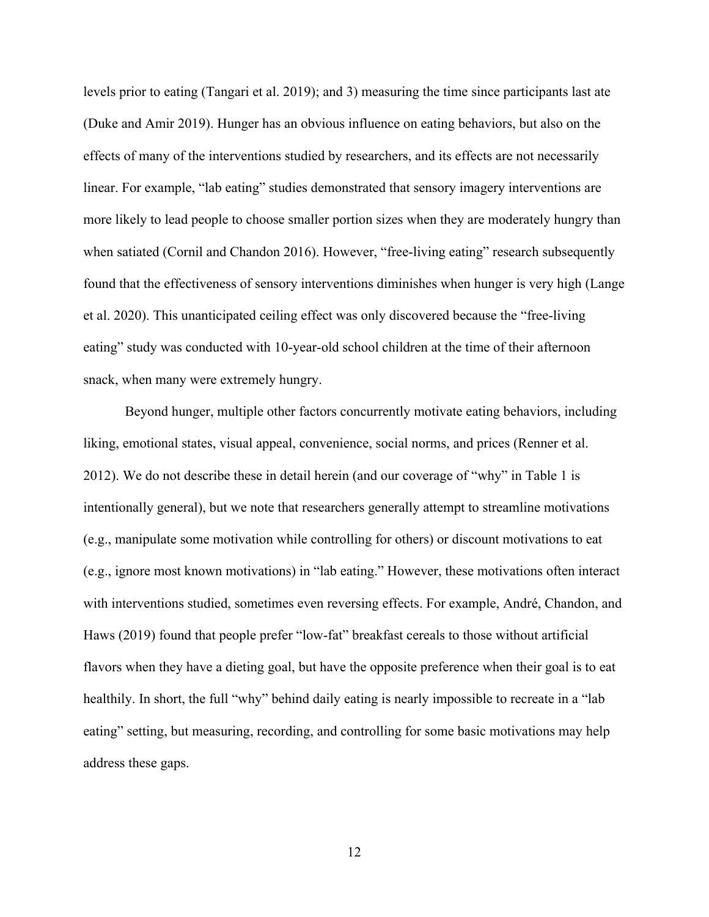levels prior to eating (Tangari et al. 2019); and 3) measuring the time since participants last ate (Duke and Amir 2019). Hunger has an obvious influence on eating behaviors, but also on the effects of many of the interventions studied by researchers, and its effects are not necessarily linear. For example, "lab eating" studies demonstrated that sensory imagery interventions are more likely to lead people to choose smaller portion sizes when they are moderately hungry than when satiated (Cornil and Chandon 2016). However, "free-living eating" research subsequently found that the effectiveness of sensory interventions diminishes when hunger is very high (Lange et al. 2020). This unanticipated ceiling effect was only discovered because the "free-living eating" study was conducted with 10-year-old school children at the time of their afternoon snack, when many were extremely hungry.

Beyond hunger, multiple other factors concurrently motivate eating behaviors, including liking, emotional states, visual appeal, convenience, social norms, and prices (Renner et al. 2012). We do not describe these in detail herein (and our coverage of "why" in Table 1 is intentionally general), but we note that researchers generally attempt to streamline motivations (e.g., manipulate some motivation while controlling for others) or discount motivations to eat (e.g., ignore most known motivations) in "lab eating." However, these motivations often interact with interventions studied, sometimes even reversing effects. For example, André, Chandon, and Haws (2019) found that people prefer "low-fat" breakfast cereals to those without artificial flavors when they have a dieting goal, but have the opposite preference when their goal is to eat healthily. In short, the full "why" behind daily eating is nearly impossible to recreate in a "lab eating" setting, but measuring, recording, and controlling for some basic motivations may help address these gaps.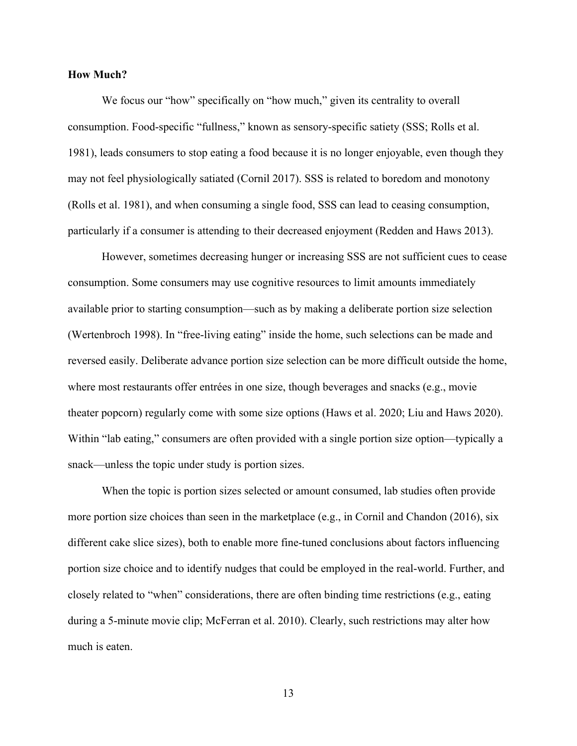**How Much?**

We focus our "how" specifically on "how much," given its centrality to overall consumption. Food-specific "fullness," known as sensory-specific satiety (SSS; Rolls et al. 1981), leads consumers to stop eating a food because it is no longer enjoyable, even though they may not feel physiologically satiated (Cornil 2017). SSS is related to boredom and monotony (Rolls et al. 1981), and when consuming a single food, SSS can lead to ceasing consumption, particularly if a consumer is attending to their decreased enjoyment (Redden and Haws 2013).

However, sometimes decreasing hunger or increasing SSS are not sufficient cues to cease consumption. Some consumers may use cognitive resources to limit amounts immediately available prior to starting consumption—such as by making a deliberate portion size selection (Wertenbroch 1998). In "free-living eating" inside the home, such selections can be made and reversed easily. Deliberate advance portion size selection can be more difficult outside the home, where most restaurants offer entrées in one size, though beverages and snacks (e.g., movie theater popcorn) regularly come with some size options (Haws et al. 2020; Liu and Haws 2020). Within "lab eating," consumers are often provided with a single portion size option—typically a snack—unless the topic under study is portion sizes.

When the topic is portion sizes selected or amount consumed, lab studies often provide more portion size choices than seen in the marketplace (e.g., in Cornil and Chandon (2016), six different cake slice sizes), both to enable more fine-tuned conclusions about factors influencing portion size choice and to identify nudges that could be employed in the real-world. Further, and closely related to "when" considerations, there are often binding time restrictions (e.g., eating during a 5-minute movie clip; McFerran et al. 2010). Clearly, such restrictions may alter how much is eaten.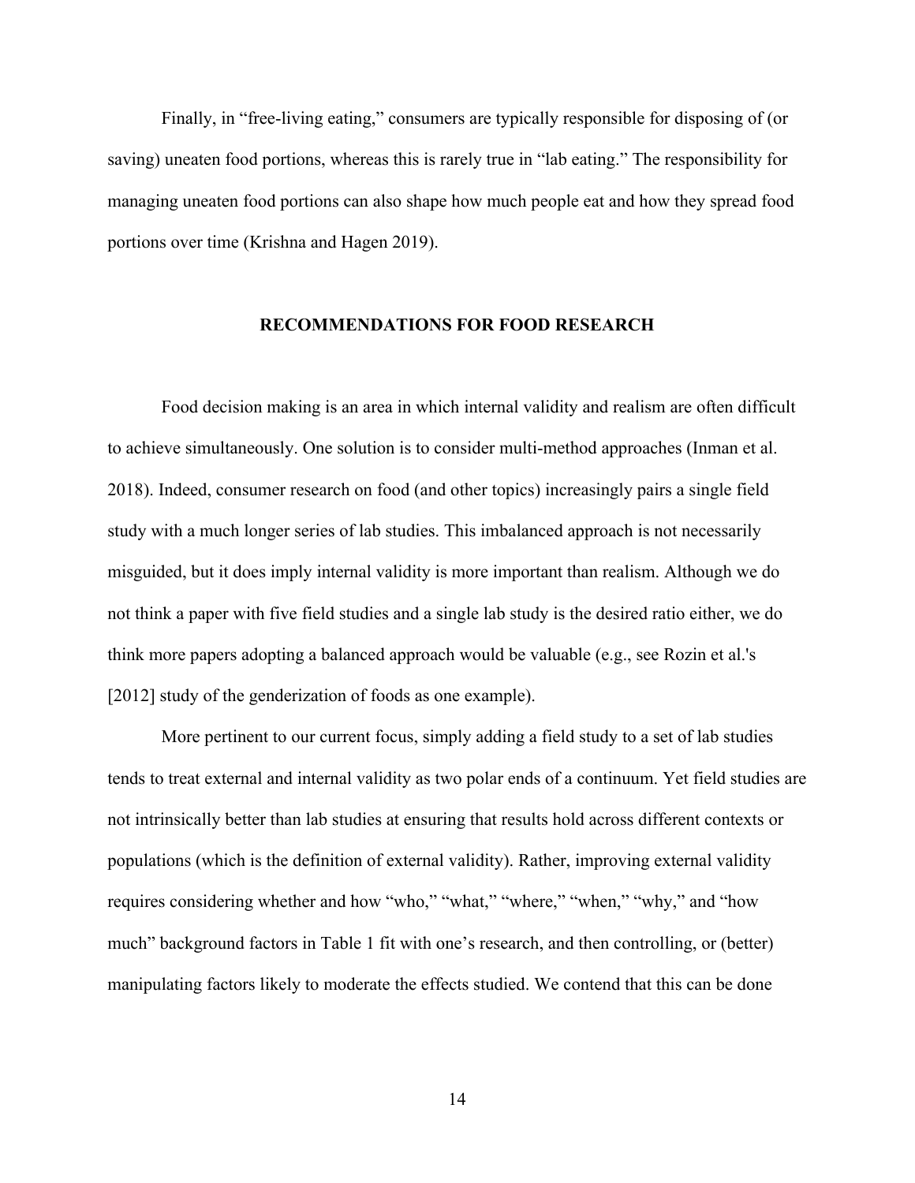Finally, in "free-living eating," consumers are typically responsible for disposing of (or saving) uneaten food portions, whereas this is rarely true in "lab eating." The responsibility for managing uneaten food portions can also shape how much people eat and how they spread food portions over time (Krishna and Hagen 2019).

## RECOMMENDATIONS FOR FOOD RESEARCH

Food decision making is an area in which internal validity and realism are often difficult to achieve simultaneously. One solution is to consider multi-method approaches (Inman et al. 2018). Indeed, consumer research on food (and other topics) increasingly pairs a single field study with a much longer series of lab studies. This imbalanced approach is not necessarily misguided, but it does imply internal validity is more important than realism. Although we do not think a paper with five field studies and a single lab study is the desired ratio either, we do think more papers adopting a balanced approach would be valuable (e.g., see Rozin et al.'s [2012] study of the genderization of foods as one example).

More pertinent to our current focus, simply adding a field study to a set of lab studies tends to treat external and internal validity as two polar ends of a continuum. Yet field studies are not intrinsically better than lab studies at ensuring that results hold across different contexts or populations (which is the definition of external validity). Rather, improving external validity requires considering whether and how "who," "what," "where," "when," "why," and "how much" background factors in Table 1 fit with one's research, and then controlling, or (better) manipulating factors likely to moderate the effects studied. We contend that this can be done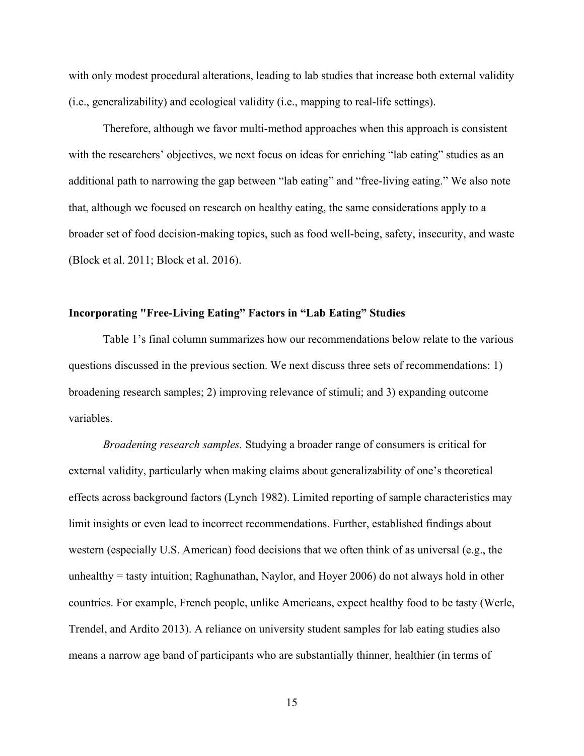with only modest procedural alterations, leading to lab studies that increase both external validity (i.e., generalizability) and ecological validity (i.e., mapping to real-life settings).

Therefore, although we favor multi-method approaches when this approach is consistent with the researchers' objectives, we next focus on ideas for enriching "lab eating" studies as an additional path to narrowing the gap between "lab eating" and "free-living eating." We also note that, although we focused on research on healthy eating, the same considerations apply to a broader set of food decision-making topics, such as food well-being, safety, insecurity, and waste (Block et al. 2011; Block et al. 2016).

## Incorporating "Free-Living Eating" Factors in "Lab Eating" Studies

Table 1's final column summarizes how our recommendations below relate to the various questions discussed in the previous section. We next discuss three sets of recommendations: 1) broadening research samples; 2) improving relevance of stimuli; and 3) expanding outcome variables.

*Broadening research samples.* Studying a broader range of consumers is critical for external validity, particularly when making claims about generalizability of one's theoretical effects across background factors (Lynch 1982). Limited reporting of sample characteristics may limit insights or even lead to incorrect recommendations. Further, established findings about western (especially U.S. American) food decisions that we often think of as universal (e.g., the unhealthy = tasty intuition; Raghunathan, Naylor, and Hoyer 2006) do not always hold in other countries. For example, French people, unlike Americans, expect healthy food to be tasty (Werle, Trendel, and Ardito 2013). A reliance on university student samples for lab eating studies also means a narrow age band of participants who are substantially thinner, healthier (in terms of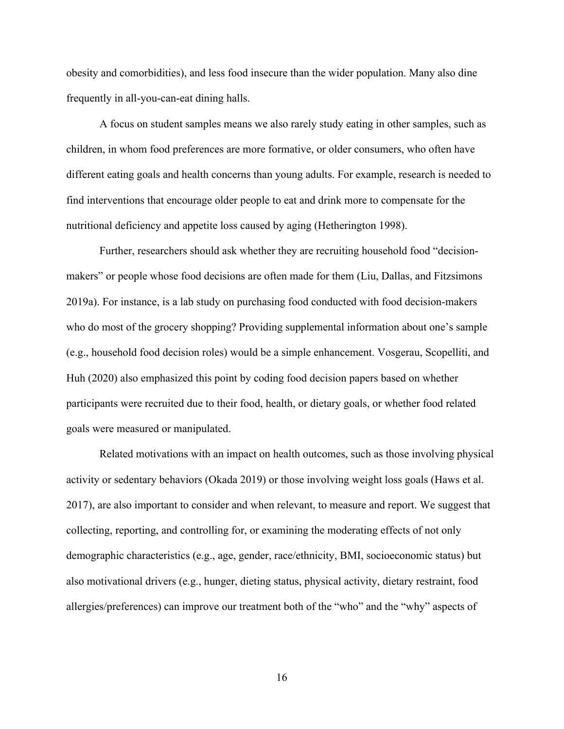obesity and comorbidities), and less food insecure than the wider population. Many also dine frequently in all-you-can-eat dining halls.

A focus on student samples means we also rarely study eating in other samples, such as children, in whom food preferences are more formative, or older consumers, who often have different eating goals and health concerns than young adults. For example, research is needed to find interventions that encourage older people to eat and drink more to compensate for the nutritional deficiency and appetite loss caused by aging (Hetherington 1998).

Further, researchers should ask whether they are recruiting household food "decision-makers" or people whose food decisions are often made for them (Liu, Dallas, and Fitzsimons 2019a). For instance, is a lab study on purchasing food conducted with food decision-makers who do most of the grocery shopping? Providing supplemental information about one's sample (e.g., household food decision roles) would be a simple enhancement. Vosgerau, Scopelliti, and Huh (2020) also emphasized this point by coding food decision papers based on whether participants were recruited due to their food, health, or dietary goals, or whether food related goals were measured or manipulated.

Related motivations with an impact on health outcomes, such as those involving physical activity or sedentary behaviors (Okada 2019) or those involving weight loss goals (Haws et al. 2017), are also important to consider and when relevant, to measure and report. We suggest that collecting, reporting, and controlling for, or examining the moderating effects of not only demographic characteristics (e.g., age, gender, race/ethnicity, BMI, socioeconomic status) but also motivational drivers (e.g., hunger, dieting status, physical activity, dietary restraint, food allergies/preferences) can improve our treatment both of the "who" and the "why" aspects of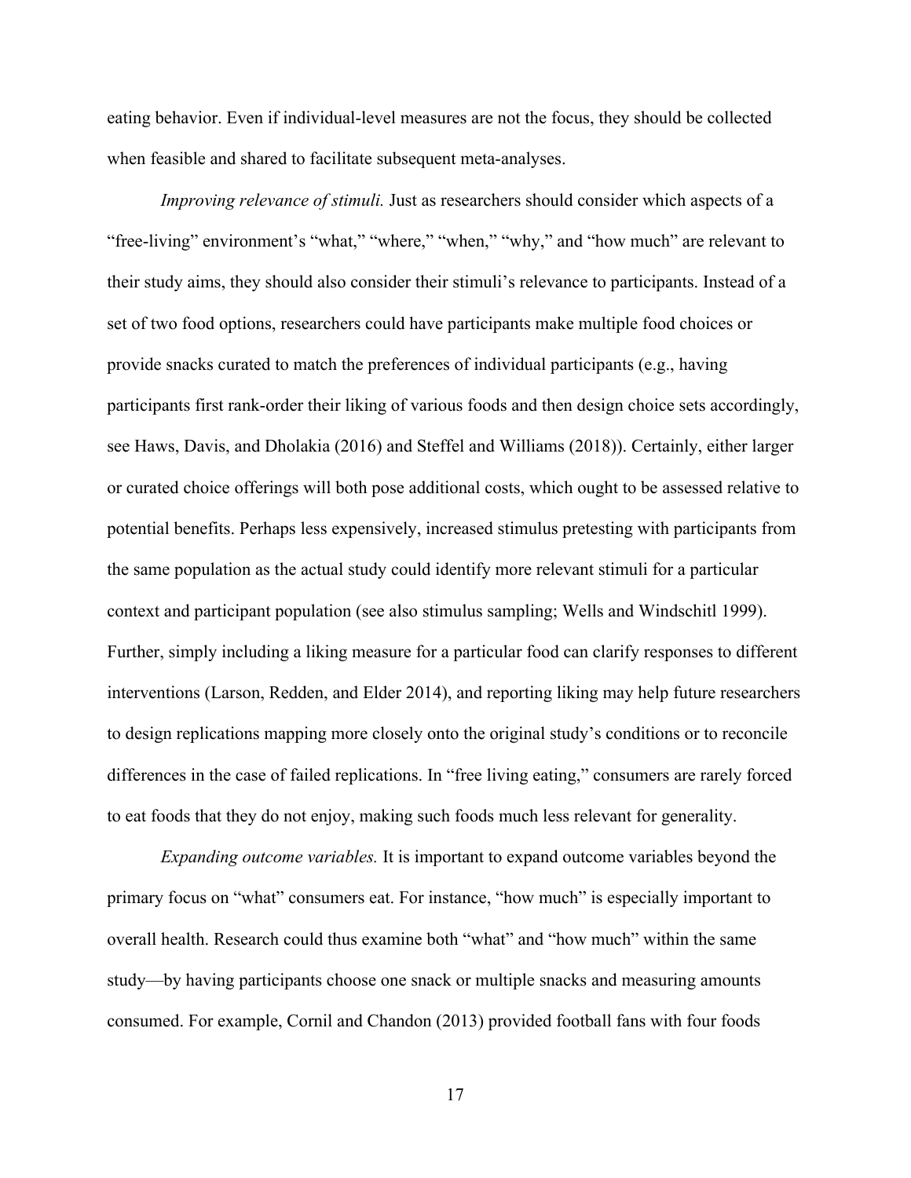eating behavior. Even if individual-level measures are not the focus, they should be collected when feasible and shared to facilitate subsequent meta-analyses.

*Improving relevance of stimuli.* Just as researchers should consider which aspects of a "free-living" environment's "what," "where," "when," "why," and "how much" are relevant to their study aims, they should also consider their stimuli's relevance to participants. Instead of a set of two food options, researchers could have participants make multiple food choices or provide snacks curated to match the preferences of individual participants (e.g., having participants first rank-order their liking of various foods and then design choice sets accordingly, see Haws, Davis, and Dholakia (2016) and Steffel and Williams (2018)). Certainly, either larger or curated choice offerings will both pose additional costs, which ought to be assessed relative to potential benefits. Perhaps less expensively, increased stimulus pretesting with participants from the same population as the actual study could identify more relevant stimuli for a particular context and participant population (see also stimulus sampling; Wells and Windschitl 1999). Further, simply including a liking measure for a particular food can clarify responses to different interventions (Larson, Redden, and Elder 2014), and reporting liking may help future researchers to design replications mapping more closely onto the original study's conditions or to reconcile differences in the case of failed replications. In "free living eating," consumers are rarely forced to eat foods that they do not enjoy, making such foods much less relevant for generality.

*Expanding outcome variables.* It is important to expand outcome variables beyond the primary focus on "what" consumers eat. For instance, "how much" is especially important to overall health. Research could thus examine both "what" and "how much" within the same study—by having participants choose one snack or multiple snacks and measuring amounts consumed. For example, Cornil and Chandon (2013) provided football fans with four foods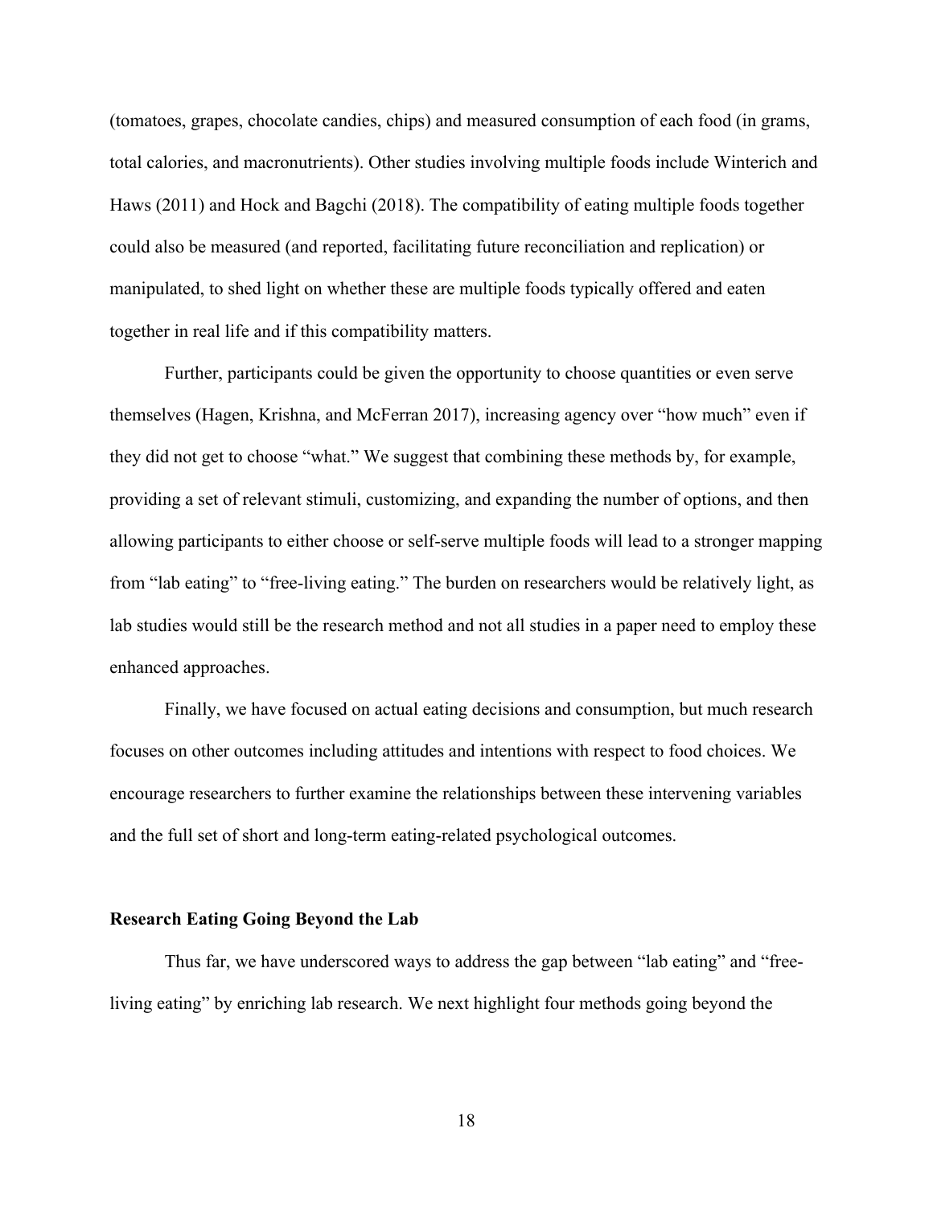(tomatoes, grapes, chocolate candies, chips) and measured consumption of each food (in grams, total calories, and macronutrients). Other studies involving multiple foods include Winterich and Haws (2011) and Hock and Bagchi (2018). The compatibility of eating multiple foods together could also be measured (and reported, facilitating future reconciliation and replication) or manipulated, to shed light on whether these are multiple foods typically offered and eaten together in real life and if this compatibility matters.

Further, participants could be given the opportunity to choose quantities or even serve themselves (Hagen, Krishna, and McFerran 2017), increasing agency over "how much" even if they did not get to choose "what." We suggest that combining these methods by, for example, providing a set of relevant stimuli, customizing, and expanding the number of options, and then allowing participants to either choose or self-serve multiple foods will lead to a stronger mapping from "lab eating" to "free-living eating." The burden on researchers would be relatively light, as lab studies would still be the research method and not all studies in a paper need to employ these enhanced approaches.

Finally, we have focused on actual eating decisions and consumption, but much research focuses on other outcomes including attitudes and intentions with respect to food choices. We encourage researchers to further examine the relationships between these intervening variables and the full set of short and long-term eating-related psychological outcomes.

### Research Eating Going Beyond the Lab

Thus far, we have underscored ways to address the gap between "lab eating" and "free-living eating" by enriching lab research. We next highlight four methods going beyond the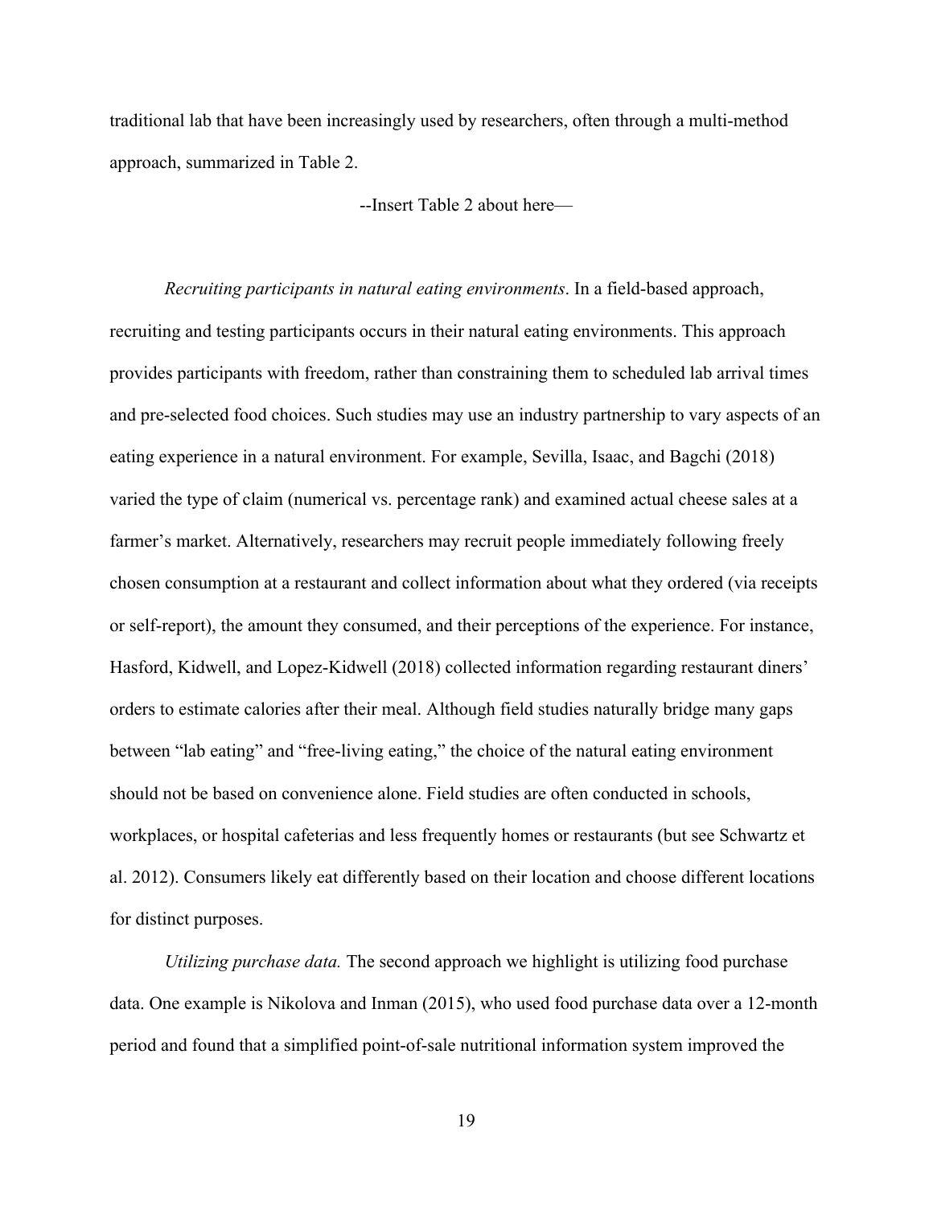traditional lab that have been increasingly used by researchers, often through a multi-method approach, summarized in Table 2.

--Insert Table 2 about here—

*Recruiting participants in natural eating environments*. In a field-based approach, recruiting and testing participants occurs in their natural eating environments. This approach provides participants with freedom, rather than constraining them to scheduled lab arrival times and pre-selected food choices. Such studies may use an industry partnership to vary aspects of an eating experience in a natural environment. For example, Sevilla, Isaac, and Bagchi (2018) varied the type of claim (numerical vs. percentage rank) and examined actual cheese sales at a farmer's market. Alternatively, researchers may recruit people immediately following freely chosen consumption at a restaurant and collect information about what they ordered (via receipts or self-report), the amount they consumed, and their perceptions of the experience. For instance, Hasford, Kidwell, and Lopez-Kidwell (2018) collected information regarding restaurant diners' orders to estimate calories after their meal. Although field studies naturally bridge many gaps between "lab eating" and "free-living eating," the choice of the natural eating environment should not be based on convenience alone. Field studies are often conducted in schools, workplaces, or hospital cafeterias and less frequently homes or restaurants (but see Schwartz et al. 2012). Consumers likely eat differently based on their location and choose different locations for distinct purposes.

*Utilizing purchase data.* The second approach we highlight is utilizing food purchase data. One example is Nikolova and Inman (2015), who used food purchase data over a 12-month period and found that a simplified point-of-sale nutritional information system improved the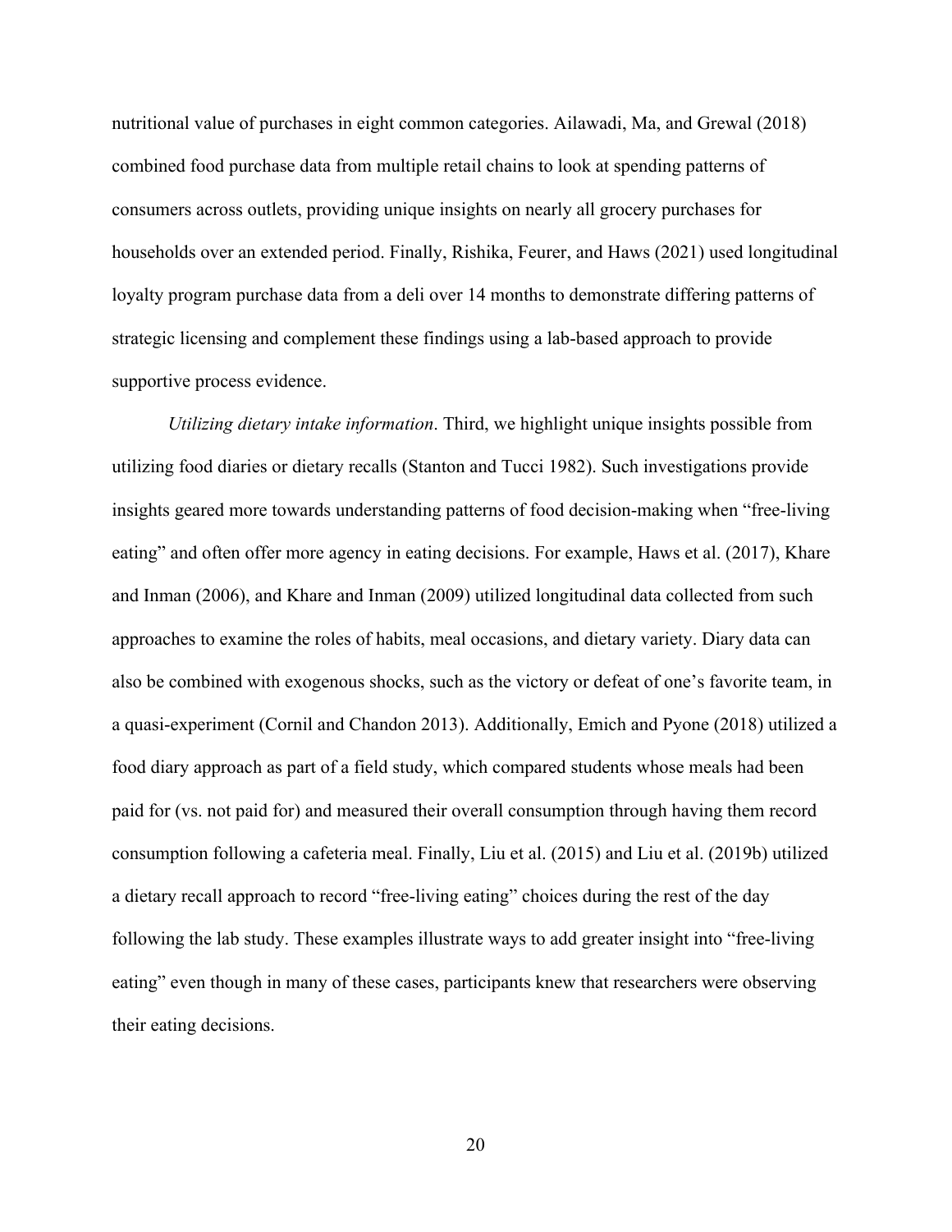nutritional value of purchases in eight common categories. Ailawadi, Ma, and Grewal (2018) combined food purchase data from multiple retail chains to look at spending patterns of consumers across outlets, providing unique insights on nearly all grocery purchases for households over an extended period. Finally, Rishika, Feurer, and Haws (2021) used longitudinal loyalty program purchase data from a deli over 14 months to demonstrate differing patterns of strategic licensing and complement these findings using a lab-based approach to provide supportive process evidence.

*Utilizing dietary intake information*. Third, we highlight unique insights possible from utilizing food diaries or dietary recalls (Stanton and Tucci 1982). Such investigations provide insights geared more towards understanding patterns of food decision-making when "free-living eating" and often offer more agency in eating decisions. For example, Haws et al. (2017), Khare and Inman (2006), and Khare and Inman (2009) utilized longitudinal data collected from such approaches to examine the roles of habits, meal occasions, and dietary variety. Diary data can also be combined with exogenous shocks, such as the victory or defeat of one's favorite team, in a quasi-experiment (Cornil and Chandon 2013). Additionally, Emich and Pyone (2018) utilized a food diary approach as part of a field study, which compared students whose meals had been paid for (vs. not paid for) and measured their overall consumption through having them record consumption following a cafeteria meal. Finally, Liu et al. (2015) and Liu et al. (2019b) utilized a dietary recall approach to record "free-living eating" choices during the rest of the day following the lab study. These examples illustrate ways to add greater insight into "free-living eating" even though in many of these cases, participants knew that researchers were observing their eating decisions.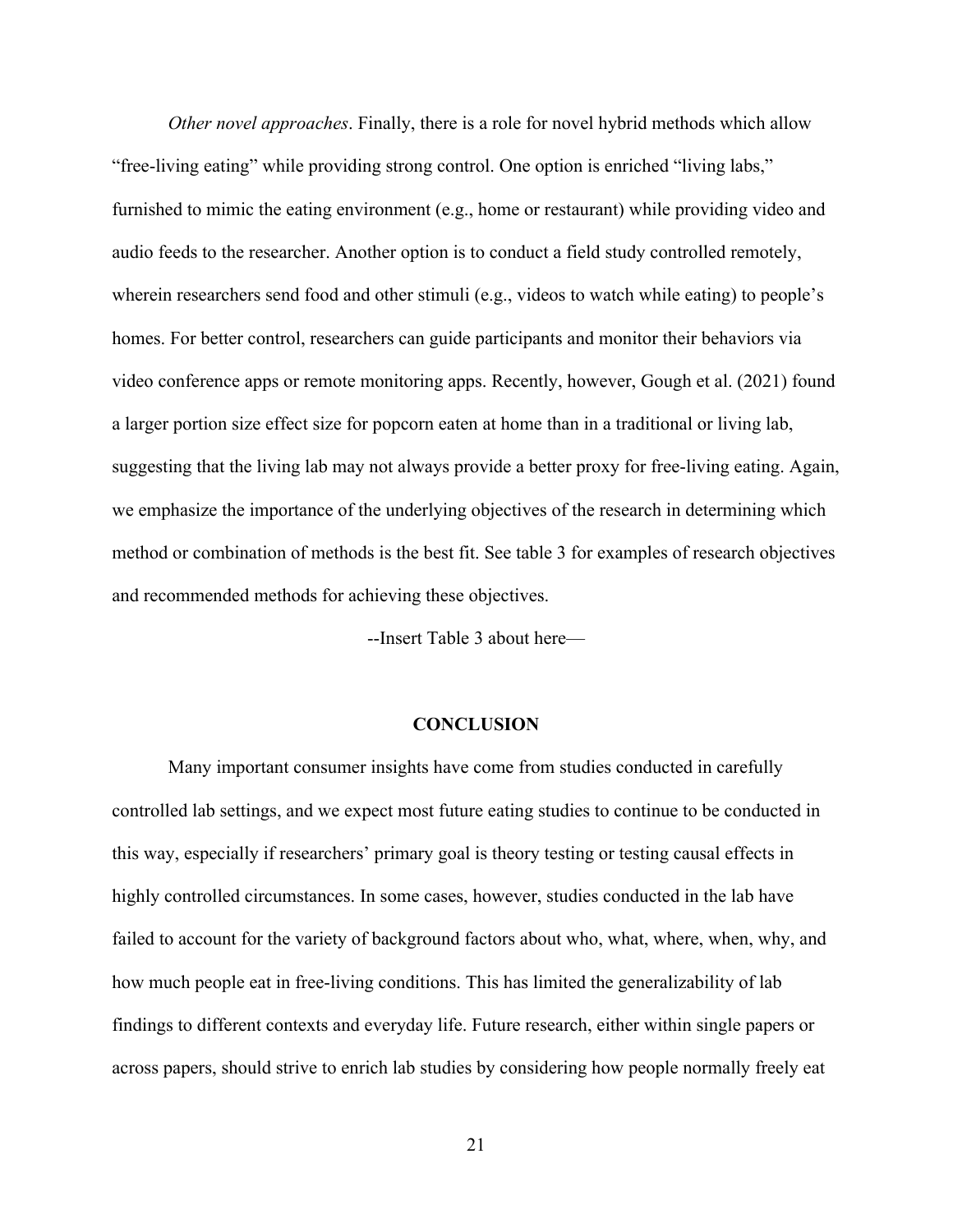*Other novel approaches*. Finally, there is a role for novel hybrid methods which allow "free-living eating" while providing strong control. One option is enriched "living labs," furnished to mimic the eating environment (e.g., home or restaurant) while providing video and audio feeds to the researcher. Another option is to conduct a field study controlled remotely, wherein researchers send food and other stimuli (e.g., videos to watch while eating) to people's homes. For better control, researchers can guide participants and monitor their behaviors via video conference apps or remote monitoring apps. Recently, however, Gough et al. (2021) found a larger portion size effect size for popcorn eaten at home than in a traditional or living lab, suggesting that the living lab may not always provide a better proxy for free-living eating. Again, we emphasize the importance of the underlying objectives of the research in determining which method or combination of methods is the best fit. See table 3 for examples of research objectives and recommended methods for achieving these objectives.

--Insert Table 3 about here—

## CONCLUSION

Many important consumer insights have come from studies conducted in carefully controlled lab settings, and we expect most future eating studies to continue to be conducted in this way, especially if researchers' primary goal is theory testing or testing causal effects in highly controlled circumstances. In some cases, however, studies conducted in the lab have failed to account for the variety of background factors about who, what, where, when, why, and how much people eat in free-living conditions. This has limited the generalizability of lab findings to different contexts and everyday life. Future research, either within single papers or across papers, should strive to enrich lab studies by considering how people normally freely eat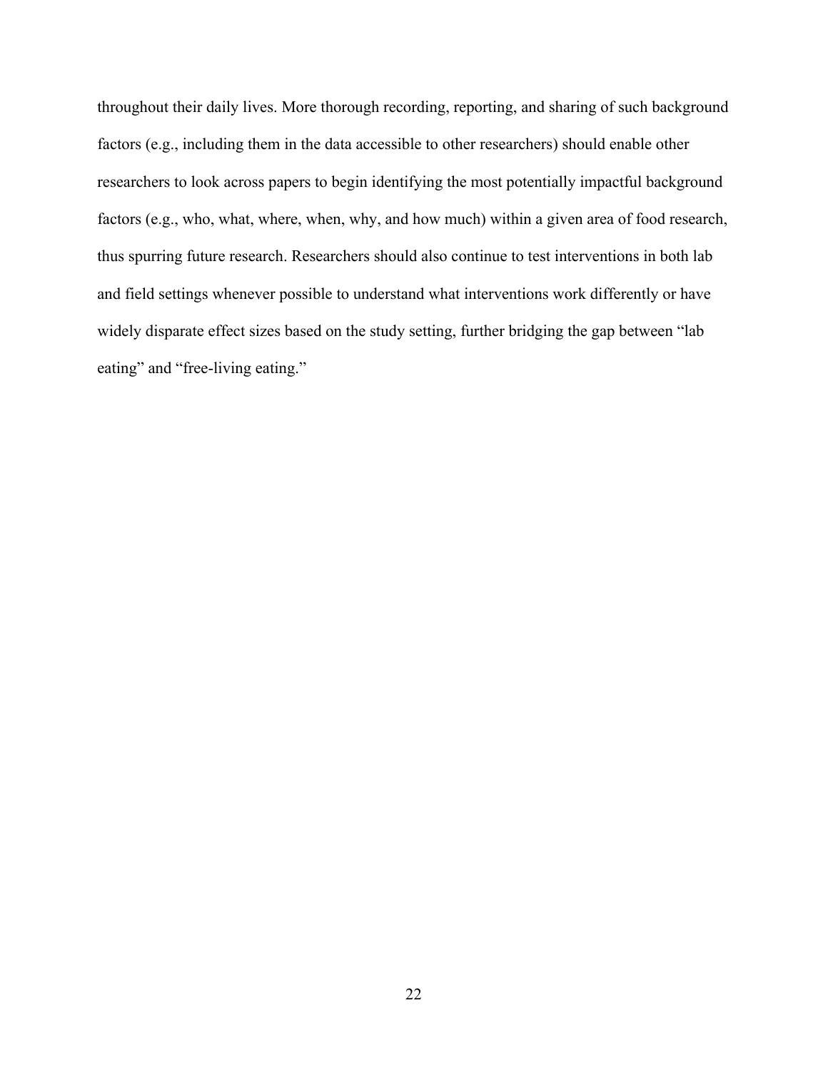throughout their daily lives. More thorough recording, reporting, and sharing of such background factors (e.g., including them in the data accessible to other researchers) should enable other researchers to look across papers to begin identifying the most potentially impactful background factors (e.g., who, what, where, when, why, and how much) within a given area of food research, thus spurring future research. Researchers should also continue to test interventions in both lab and field settings whenever possible to understand what interventions work differently or have widely disparate effect sizes based on the study setting, further bridging the gap between "lab eating" and "free-living eating."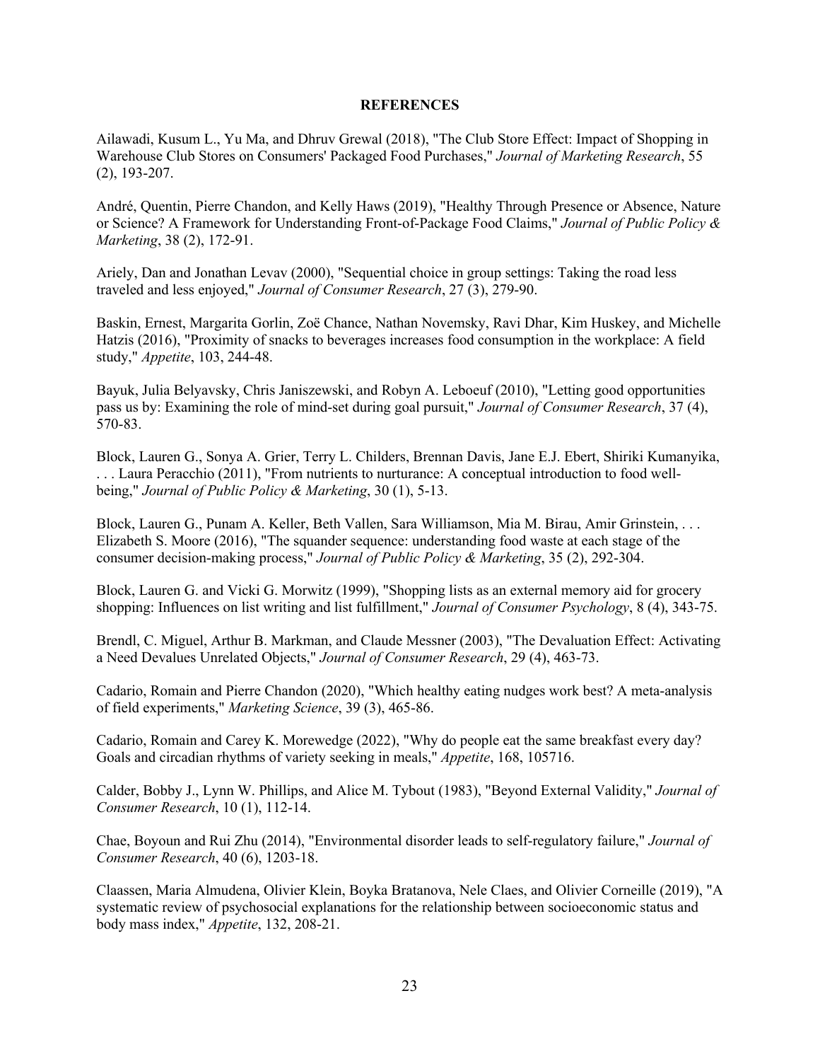**REFERENCES**

Ailawadi, Kusum L., Yu Ma, and Dhruv Grewal (2018), "The Club Store Effect: Impact of Shopping in Warehouse Club Stores on Consumers' Packaged Food Purchases," *Journal of Marketing Research*, 55 (2), 193-207.

André, Quentin, Pierre Chandon, and Kelly Haws (2019), "Healthy Through Presence or Absence, Nature or Science? A Framework for Understanding Front-of-Package Food Claims," *Journal of Public Policy & Marketing*, 38 (2), 172-91.

Ariely, Dan and Jonathan Levav (2000), "Sequential choice in group settings: Taking the road less traveled and less enjoyed," *Journal of Consumer Research*, 27 (3), 279-90.

Baskin, Ernest, Margarita Gorlin, Zoë Chance, Nathan Novemsky, Ravi Dhar, Kim Huskey, and Michelle Hatzis (2016), "Proximity of snacks to beverages increases food consumption in the workplace: A field study," *Appetite*, 103, 244-48.

Bayuk, Julia Belyavsky, Chris Janiszewski, and Robyn A. Leboeuf (2010), "Letting good opportunities pass us by: Examining the role of mind-set during goal pursuit," *Journal of Consumer Research*, 37 (4), 570-83.

Block, Lauren G., Sonya A. Grier, Terry L. Childers, Brennan Davis, Jane E.J. Ebert, Shiriki Kumanyika, . . . Laura Peracchio (2011), "From nutrients to nurturance: A conceptual introduction to food well-being," *Journal of Public Policy & Marketing*, 30 (1), 5-13.

Block, Lauren G., Punam A. Keller, Beth Vallen, Sara Williamson, Mia M. Birau, Amir Grinstein, . . . Elizabeth S. Moore (2016), "The squander sequence: understanding food waste at each stage of the consumer decision-making process," *Journal of Public Policy & Marketing*, 35 (2), 292-304.

Block, Lauren G. and Vicki G. Morwitz (1999), "Shopping lists as an external memory aid for grocery shopping: Influences on list writing and list fulfillment," *Journal of Consumer Psychology*, 8 (4), 343-75.

Brendl, C. Miguel, Arthur B. Markman, and Claude Messner (2003), "The Devaluation Effect: Activating a Need Devalues Unrelated Objects," *Journal of Consumer Research*, 29 (4), 463-73.

Cadario, Romain and Pierre Chandon (2020), "Which healthy eating nudges work best? A meta-analysis of field experiments," *Marketing Science*, 39 (3), 465-86.

Cadario, Romain and Carey K. Morewedge (2022), "Why do people eat the same breakfast every day? Goals and circadian rhythms of variety seeking in meals," *Appetite*, 168, 105716.

Calder, Bobby J., Lynn W. Phillips, and Alice M. Tybout (1983), "Beyond External Validity," *Journal of Consumer Research*, 10 (1), 112-14.

Chae, Boyoun and Rui Zhu (2014), "Environmental disorder leads to self-regulatory failure," *Journal of Consumer Research*, 40 (6), 1203-18.

Claassen, Maria Almudena, Olivier Klein, Boyka Bratanova, Nele Claes, and Olivier Corneille (2019), "A systematic review of psychosocial explanations for the relationship between socioeconomic status and body mass index," *Appetite*, 132, 208-21.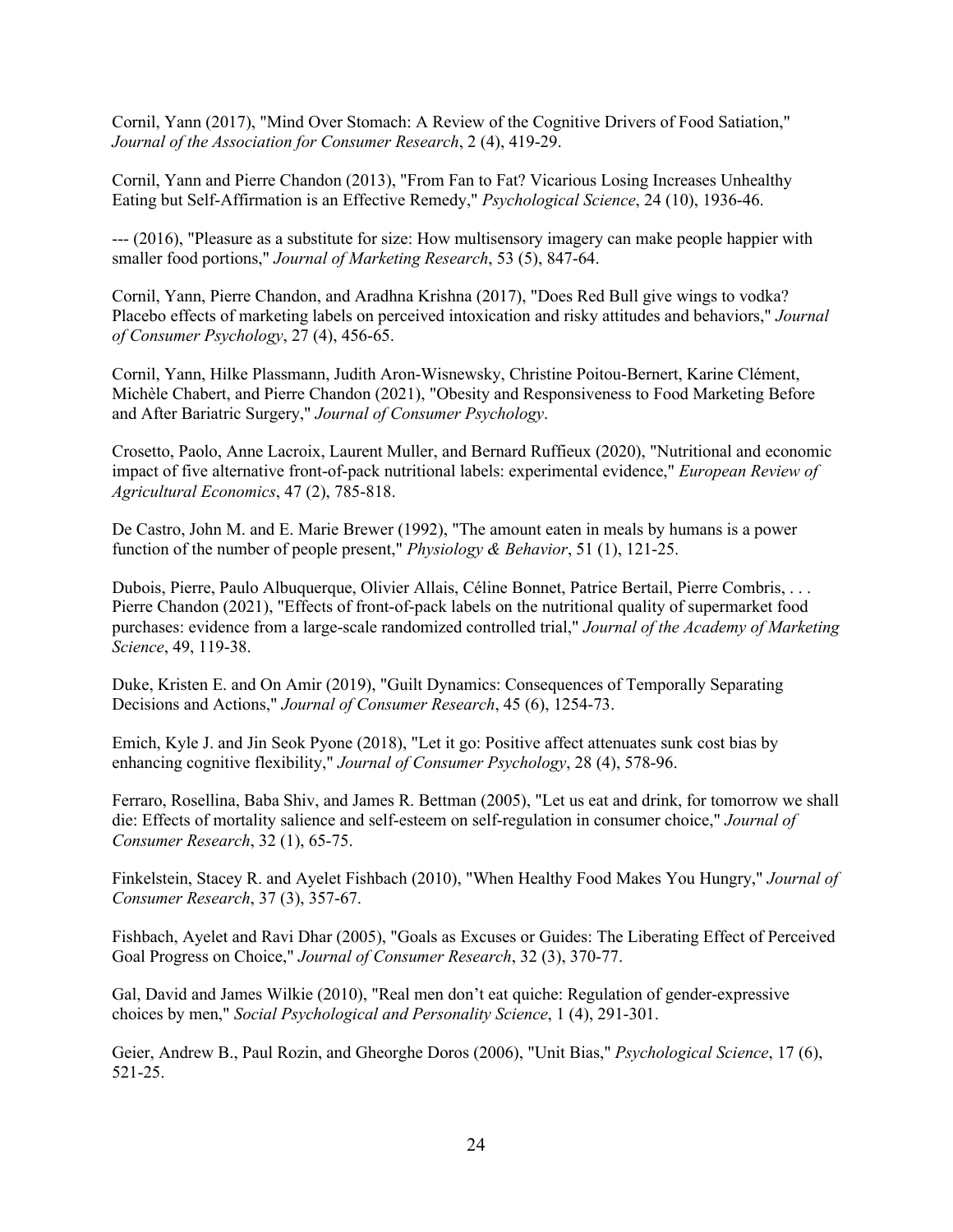Cornil, Yann (2017), "Mind Over Stomach: A Review of the Cognitive Drivers of Food Satiation," *Journal of the Association for Consumer Research*, 2 (4), 419-29.

Cornil, Yann and Pierre Chandon (2013), "From Fan to Fat? Vicarious Losing Increases Unhealthy Eating but Self-Affirmation is an Effective Remedy," *Psychological Science*, 24 (10), 1936-46.

--- (2016), "Pleasure as a substitute for size: How multisensory imagery can make people happier with smaller food portions," *Journal of Marketing Research*, 53 (5), 847-64.

Cornil, Yann, Pierre Chandon, and Aradhna Krishna (2017), "Does Red Bull give wings to vodka? Placebo effects of marketing labels on perceived intoxication and risky attitudes and behaviors," *Journal of Consumer Psychology*, 27 (4), 456-65.

Cornil, Yann, Hilke Plassmann, Judith Aron-Wisnewsky, Christine Poitou-Bernert, Karine Clément, Michèle Chabert, and Pierre Chandon (2021), "Obesity and Responsiveness to Food Marketing Before and After Bariatric Surgery," *Journal of Consumer Psychology*.

Crosetto, Paolo, Anne Lacroix, Laurent Muller, and Bernard Ruffieux (2020), "Nutritional and economic impact of five alternative front-of-pack nutritional labels: experimental evidence," *European Review of Agricultural Economics*, 47 (2), 785-818.

De Castro, John M. and E. Marie Brewer (1992), "The amount eaten in meals by humans is a power function of the number of people present," *Physiology & Behavior*, 51 (1), 121-25.

Dubois, Pierre, Paulo Albuquerque, Olivier Allais, Céline Bonnet, Patrice Bertail, Pierre Combris, . . . Pierre Chandon (2021), "Effects of front-of-pack labels on the nutritional quality of supermarket food purchases: evidence from a large-scale randomized controlled trial," *Journal of the Academy of Marketing Science*, 49, 119-38.

Duke, Kristen E. and On Amir (2019), "Guilt Dynamics: Consequences of Temporally Separating Decisions and Actions," *Journal of Consumer Research*, 45 (6), 1254-73.

Emich, Kyle J. and Jin Seok Pyone (2018), "Let it go: Positive affect attenuates sunk cost bias by enhancing cognitive flexibility," *Journal of Consumer Psychology*, 28 (4), 578-96.

Ferraro, Rosellina, Baba Shiv, and James R. Bettman (2005), "Let us eat and drink, for tomorrow we shall die: Effects of mortality salience and self-esteem on self-regulation in consumer choice," *Journal of Consumer Research*, 32 (1), 65-75.

Finkelstein, Stacey R. and Ayelet Fishbach (2010), "When Healthy Food Makes You Hungry," *Journal of Consumer Research*, 37 (3), 357-67.

Fishbach, Ayelet and Ravi Dhar (2005), "Goals as Excuses or Guides: The Liberating Effect of Perceived Goal Progress on Choice," *Journal of Consumer Research*, 32 (3), 370-77.

Gal, David and James Wilkie (2010), "Real men don't eat quiche: Regulation of gender-expressive choices by men," *Social Psychological and Personality Science*, 1 (4), 291-301.

Geier, Andrew B., Paul Rozin, and Gheorghe Doros (2006), "Unit Bias," *Psychological Science*, 17 (6), 521-25.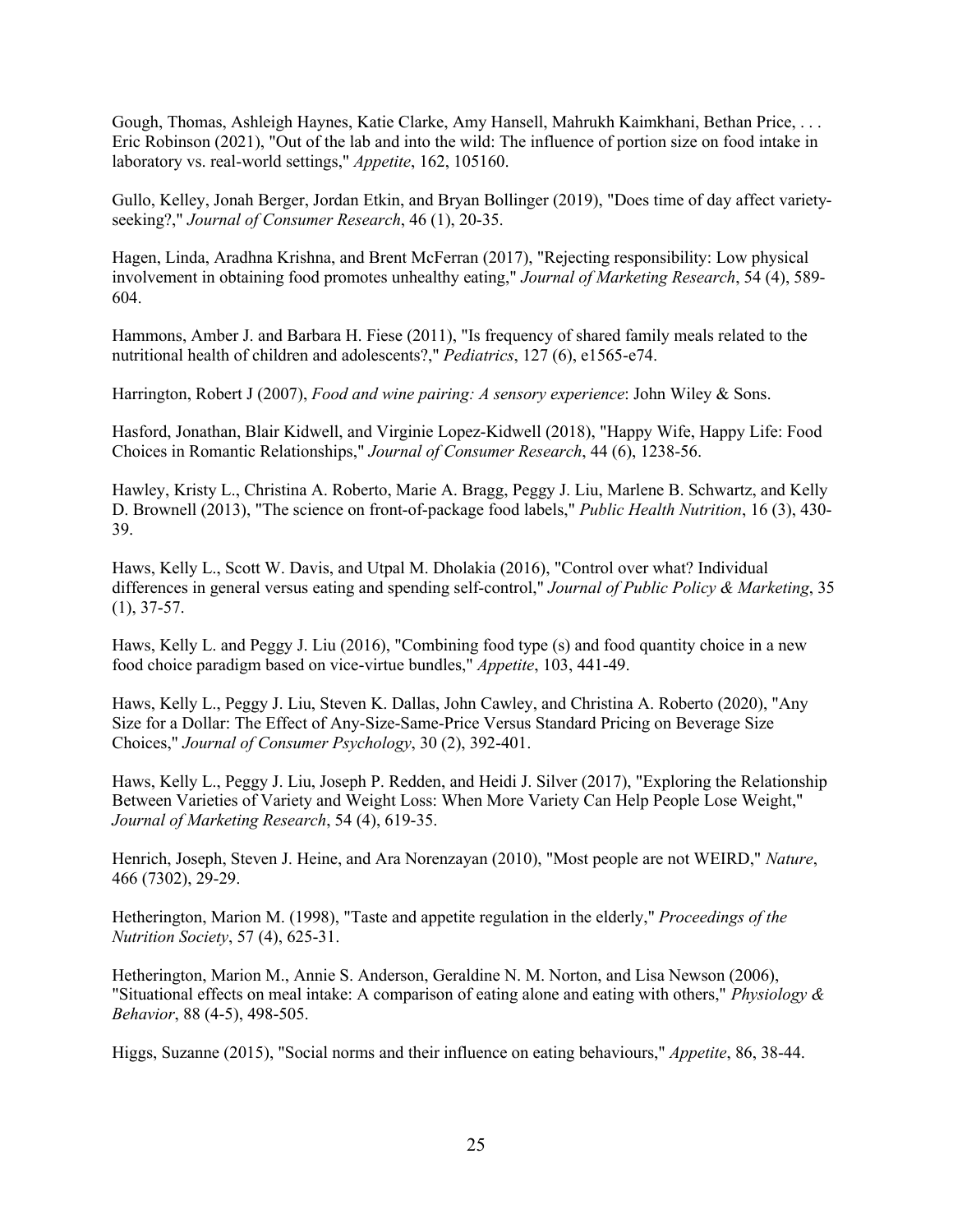Gough, Thomas, Ashleigh Haynes, Katie Clarke, Amy Hansell, Mahrukh Kaimkhani, Bethan Price, . . . Eric Robinson (2021), "Out of the lab and into the wild: The influence of portion size on food intake in laboratory vs. real-world settings," *Appetite*, 162, 105160.

Gullo, Kelley, Jonah Berger, Jordan Etkin, and Bryan Bollinger (2019), "Does time of day affect variety-seeking?," *Journal of Consumer Research*, 46 (1), 20-35.

Hagen, Linda, Aradhna Krishna, and Brent McFerran (2017), "Rejecting responsibility: Low physical involvement in obtaining food promotes unhealthy eating," *Journal of Marketing Research*, 54 (4), 589-604.

Hammons, Amber J. and Barbara H. Fiese (2011), "Is frequency of shared family meals related to the nutritional health of children and adolescents?," *Pediatrics*, 127 (6), e1565-e74.

Harrington, Robert J (2007), *Food and wine pairing: A sensory experience*: John Wiley & Sons.

Hasford, Jonathan, Blair Kidwell, and Virginie Lopez-Kidwell (2018), "Happy Wife, Happy Life: Food Choices in Romantic Relationships," *Journal of Consumer Research*, 44 (6), 1238-56.

Hawley, Kristy L., Christina A. Roberto, Marie A. Bragg, Peggy J. Liu, Marlene B. Schwartz, and Kelly D. Brownell (2013), "The science on front-of-package food labels," *Public Health Nutrition*, 16 (3), 430-39.

Haws, Kelly L., Scott W. Davis, and Utpal M. Dholakia (2016), "Control over what? Individual differences in general versus eating and spending self-control," *Journal of Public Policy & Marketing*, 35 (1), 37-57.

Haws, Kelly L. and Peggy J. Liu (2016), "Combining food type (s) and food quantity choice in a new food choice paradigm based on vice-virtue bundles," *Appetite*, 103, 441-49.

Haws, Kelly L., Peggy J. Liu, Steven K. Dallas, John Cawley, and Christina A. Roberto (2020), "Any Size for a Dollar: The Effect of Any-Size-Same-Price Versus Standard Pricing on Beverage Size Choices," *Journal of Consumer Psychology*, 30 (2), 392-401.

Haws, Kelly L., Peggy J. Liu, Joseph P. Redden, and Heidi J. Silver (2017), "Exploring the Relationship Between Varieties of Variety and Weight Loss: When More Variety Can Help People Lose Weight," *Journal of Marketing Research*, 54 (4), 619-35.

Henrich, Joseph, Steven J. Heine, and Ara Norenzayan (2010), "Most people are not WEIRD," *Nature*, 466 (7302), 29-29.

Hetherington, Marion M. (1998), "Taste and appetite regulation in the elderly," *Proceedings of the Nutrition Society*, 57 (4), 625-31.

Hetherington, Marion M., Annie S. Anderson, Geraldine N. M. Norton, and Lisa Newson (2006), "Situational effects on meal intake: A comparison of eating alone and eating with others," *Physiology & Behavior*, 88 (4-5), 498-505.

Higgs, Suzanne (2015), "Social norms and their influence on eating behaviours," *Appetite*, 86, 38-44.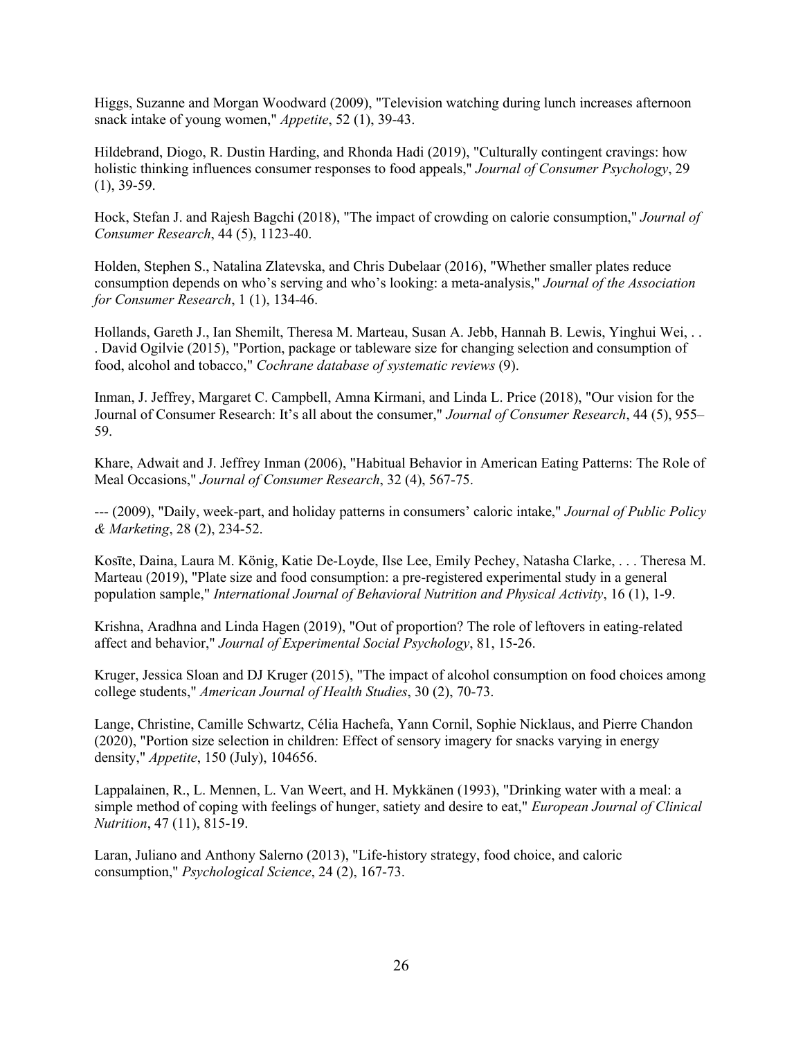Higgs, Suzanne and Morgan Woodward (2009), "Television watching during lunch increases afternoon snack intake of young women," *Appetite*, 52 (1), 39-43.

Hildebrand, Diogo, R. Dustin Harding, and Rhonda Hadi (2019), "Culturally contingent cravings: how holistic thinking influences consumer responses to food appeals," *Journal of Consumer Psychology*, 29 (1), 39-59.

Hock, Stefan J. and Rajesh Bagchi (2018), "The impact of crowding on calorie consumption," *Journal of Consumer Research*, 44 (5), 1123-40.

Holden, Stephen S., Natalina Zlatevska, and Chris Dubelaar (2016), "Whether smaller plates reduce consumption depends on who's serving and who's looking: a meta-analysis," *Journal of the Association for Consumer Research*, 1 (1), 134-46.

Hollands, Gareth J., Ian Shemilt, Theresa M. Marteau, Susan A. Jebb, Hannah B. Lewis, Yinghui Wei, . . . David Ogilvie (2015), "Portion, package or tableware size for changing selection and consumption of food, alcohol and tobacco," *Cochrane database of systematic reviews* (9).

Inman, J. Jeffrey, Margaret C. Campbell, Amna Kirmani, and Linda L. Price (2018), "Our vision for the Journal of Consumer Research: It's all about the consumer," *Journal of Consumer Research*, 44 (5), 955–59.

Khare, Adwait and J. Jeffrey Inman (2006), "Habitual Behavior in American Eating Patterns: The Role of Meal Occasions," *Journal of Consumer Research*, 32 (4), 567-75.

--- (2009), "Daily, week-part, and holiday patterns in consumers' caloric intake," *Journal of Public Policy & Marketing*, 28 (2), 234-52.

Kosīte, Daina, Laura M. König, Katie De-Loyde, Ilse Lee, Emily Pechey, Natasha Clarke, . . . Theresa M. Marteau (2019), "Plate size and food consumption: a pre-registered experimental study in a general population sample," *International Journal of Behavioral Nutrition and Physical Activity*, 16 (1), 1-9.

Krishna, Aradhna and Linda Hagen (2019), "Out of proportion? The role of leftovers in eating-related affect and behavior," *Journal of Experimental Social Psychology*, 81, 15-26.

Kruger, Jessica Sloan and DJ Kruger (2015), "The impact of alcohol consumption on food choices among college students," *American Journal of Health Studies*, 30 (2), 70-73.

Lange, Christine, Camille Schwartz, Célia Hachefa, Yann Cornil, Sophie Nicklaus, and Pierre Chandon (2020), "Portion size selection in children: Effect of sensory imagery for snacks varying in energy density," *Appetite*, 150 (July), 104656.

Lappalainen, R., L. Mennen, L. Van Weert, and H. Mykkänen (1993), "Drinking water with a meal: a simple method of coping with feelings of hunger, satiety and desire to eat," *European Journal of Clinical Nutrition*, 47 (11), 815-19.

Laran, Juliano and Anthony Salerno (2013), "Life-history strategy, food choice, and caloric consumption," *Psychological Science*, 24 (2), 167-73.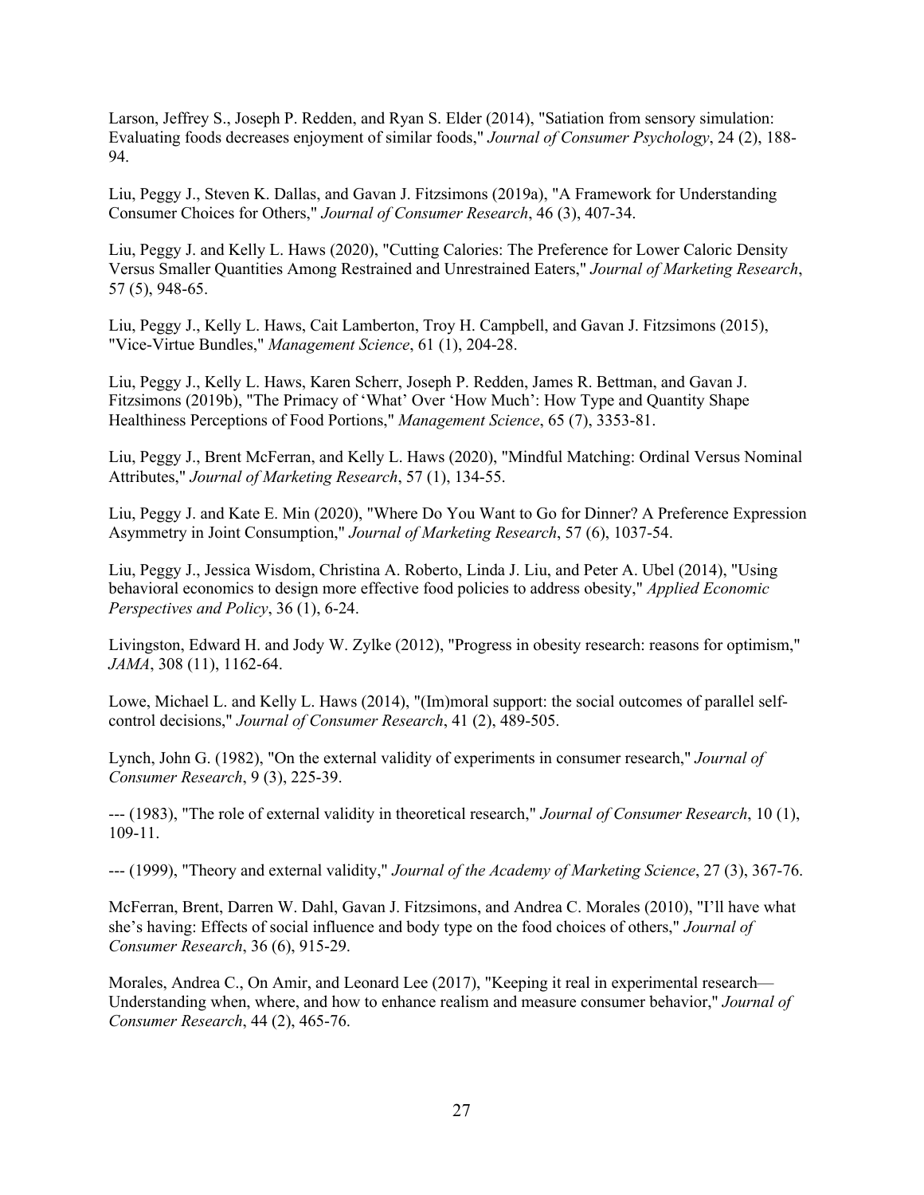Larson, Jeffrey S., Joseph P. Redden, and Ryan S. Elder (2014), "Satiation from sensory simulation: Evaluating foods decreases enjoyment of similar foods," *Journal of Consumer Psychology*, 24 (2), 188-94.

Liu, Peggy J., Steven K. Dallas, and Gavan J. Fitzsimons (2019a), "A Framework for Understanding Consumer Choices for Others," *Journal of Consumer Research*, 46 (3), 407-34.

Liu, Peggy J. and Kelly L. Haws (2020), "Cutting Calories: The Preference for Lower Caloric Density Versus Smaller Quantities Among Restrained and Unrestrained Eaters," *Journal of Marketing Research*, 57 (5), 948-65.

Liu, Peggy J., Kelly L. Haws, Cait Lamberton, Troy H. Campbell, and Gavan J. Fitzsimons (2015), "Vice-Virtue Bundles," *Management Science*, 61 (1), 204-28.

Liu, Peggy J., Kelly L. Haws, Karen Scherr, Joseph P. Redden, James R. Bettman, and Gavan J. Fitzsimons (2019b), "The Primacy of 'What' Over 'How Much': How Type and Quantity Shape Healthiness Perceptions of Food Portions," *Management Science*, 65 (7), 3353-81.

Liu, Peggy J., Brent McFerran, and Kelly L. Haws (2020), "Mindful Matching: Ordinal Versus Nominal Attributes," *Journal of Marketing Research*, 57 (1), 134-55.

Liu, Peggy J. and Kate E. Min (2020), "Where Do You Want to Go for Dinner? A Preference Expression Asymmetry in Joint Consumption," *Journal of Marketing Research*, 57 (6), 1037-54.

Liu, Peggy J., Jessica Wisdom, Christina A. Roberto, Linda J. Liu, and Peter A. Ubel (2014), "Using behavioral economics to design more effective food policies to address obesity," *Applied Economic Perspectives and Policy*, 36 (1), 6-24.

Livingston, Edward H. and Jody W. Zylke (2012), "Progress in obesity research: reasons for optimism," *JAMA*, 308 (11), 1162-64.

Lowe, Michael L. and Kelly L. Haws (2014), "(Im)moral support: the social outcomes of parallel self-control decisions," *Journal of Consumer Research*, 41 (2), 489-505.

Lynch, John G. (1982), "On the external validity of experiments in consumer research," *Journal of Consumer Research*, 9 (3), 225-39.

--- (1983), "The role of external validity in theoretical research," *Journal of Consumer Research*, 10 (1), 109-11.

--- (1999), "Theory and external validity," *Journal of the Academy of Marketing Science*, 27 (3), 367-76.

McFerran, Brent, Darren W. Dahl, Gavan J. Fitzsimons, and Andrea C. Morales (2010), "I'll have what she's having: Effects of social influence and body type on the food choices of others," *Journal of Consumer Research*, 36 (6), 915-29.

Morales, Andrea C., On Amir, and Leonard Lee (2017), "Keeping it real in experimental research—Understanding when, where, and how to enhance realism and measure consumer behavior," *Journal of Consumer Research*, 44 (2), 465-76.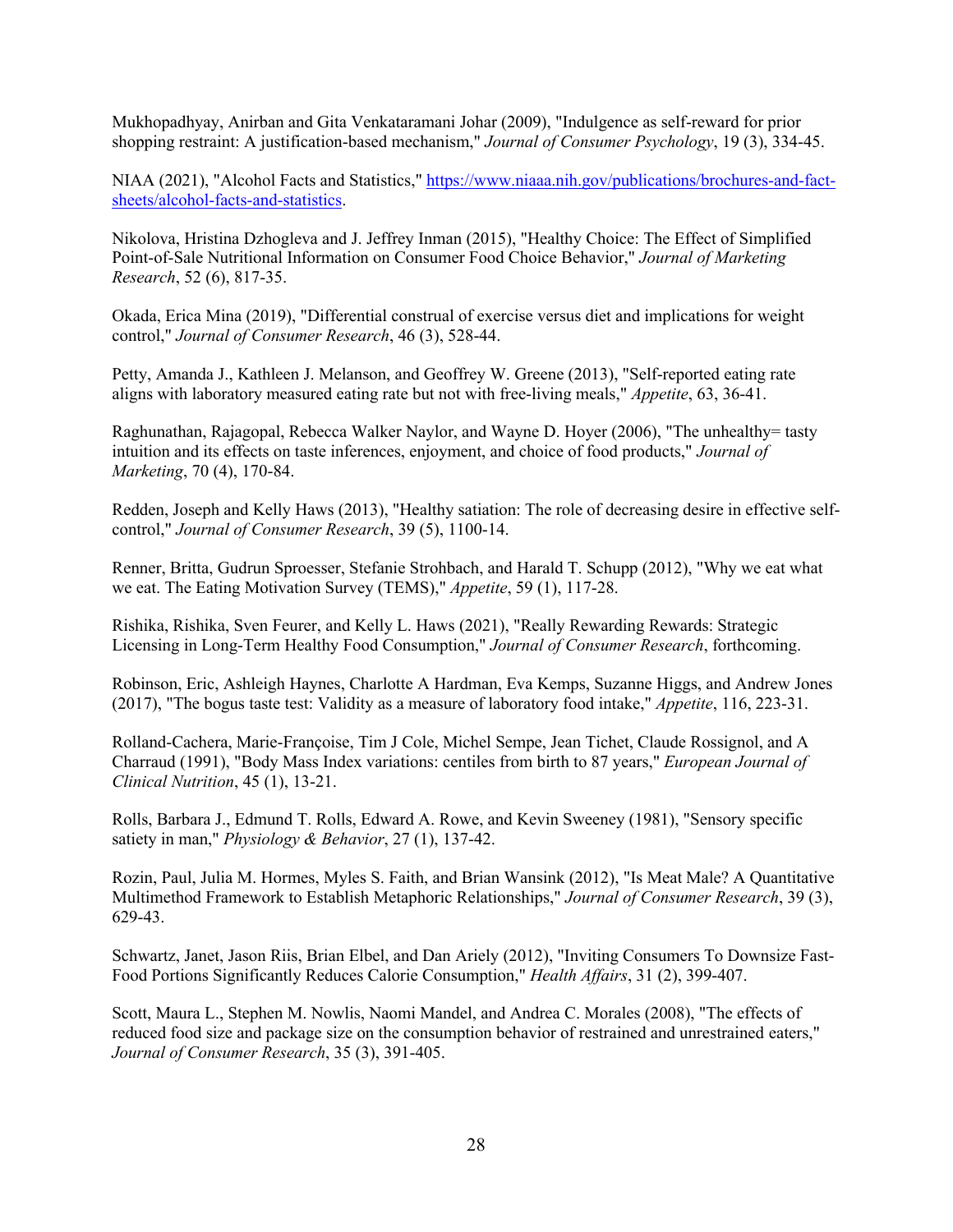Mukhopadhyay, Anirban and Gita Venkataramani Johar (2009), "Indulgence as self-reward for prior shopping restraint: A justification-based mechanism," *Journal of Consumer Psychology*, 19 (3), 334-45.

NIAA (2021), "Alcohol Facts and Statistics," https://www.niaaa.nih.gov/publications/brochures-and-fact-sheets/alcohol-facts-and-statistics.

Nikolova, Hristina Dzhogleva and J. Jeffrey Inman (2015), "Healthy Choice: The Effect of Simplified Point-of-Sale Nutritional Information on Consumer Food Choice Behavior," *Journal of Marketing Research*, 52 (6), 817-35.

Okada, Erica Mina (2019), "Differential construal of exercise versus diet and implications for weight control," *Journal of Consumer Research*, 46 (3), 528-44.

Petty, Amanda J., Kathleen J. Melanson, and Geoffrey W. Greene (2013), "Self-reported eating rate aligns with laboratory measured eating rate but not with free-living meals," *Appetite*, 63, 36-41.

Raghunathan, Rajagopal, Rebecca Walker Naylor, and Wayne D. Hoyer (2006), "The unhealthy= tasty intuition and its effects on taste inferences, enjoyment, and choice of food products," *Journal of Marketing*, 70 (4), 170-84.

Redden, Joseph and Kelly Haws (2013), "Healthy satiation: The role of decreasing desire in effective self-control," *Journal of Consumer Research*, 39 (5), 1100-14.

Renner, Britta, Gudrun Sproesser, Stefanie Strohbach, and Harald T. Schupp (2012), "Why we eat what we eat. The Eating Motivation Survey (TEMS)," *Appetite*, 59 (1), 117-28.

Rishika, Rishika, Sven Feurer, and Kelly L. Haws (2021), "Really Rewarding Rewards: Strategic Licensing in Long-Term Healthy Food Consumption," *Journal of Consumer Research*, forthcoming.

Robinson, Eric, Ashleigh Haynes, Charlotte A Hardman, Eva Kemps, Suzanne Higgs, and Andrew Jones (2017), "The bogus taste test: Validity as a measure of laboratory food intake," *Appetite*, 116, 223-31.

Rolland-Cachera, Marie-Françoise, Tim J Cole, Michel Sempe, Jean Tichet, Claude Rossignol, and A Charraud (1991), "Body Mass Index variations: centiles from birth to 87 years," *European Journal of Clinical Nutrition*, 45 (1), 13-21.

Rolls, Barbara J., Edmund T. Rolls, Edward A. Rowe, and Kevin Sweeney (1981), "Sensory specific satiety in man," *Physiology & Behavior*, 27 (1), 137-42.

Rozin, Paul, Julia M. Hormes, Myles S. Faith, and Brian Wansink (2012), "Is Meat Male? A Quantitative Multimethod Framework to Establish Metaphoric Relationships," *Journal of Consumer Research*, 39 (3), 629-43.

Schwartz, Janet, Jason Riis, Brian Elbel, and Dan Ariely (2012), "Inviting Consumers To Downsize Fast-Food Portions Significantly Reduces Calorie Consumption," *Health Affairs*, 31 (2), 399-407.

Scott, Maura L., Stephen M. Nowlis, Naomi Mandel, and Andrea C. Morales (2008), "The effects of reduced food size and package size on the consumption behavior of restrained and unrestrained eaters," *Journal of Consumer Research*, 35 (3), 391-405.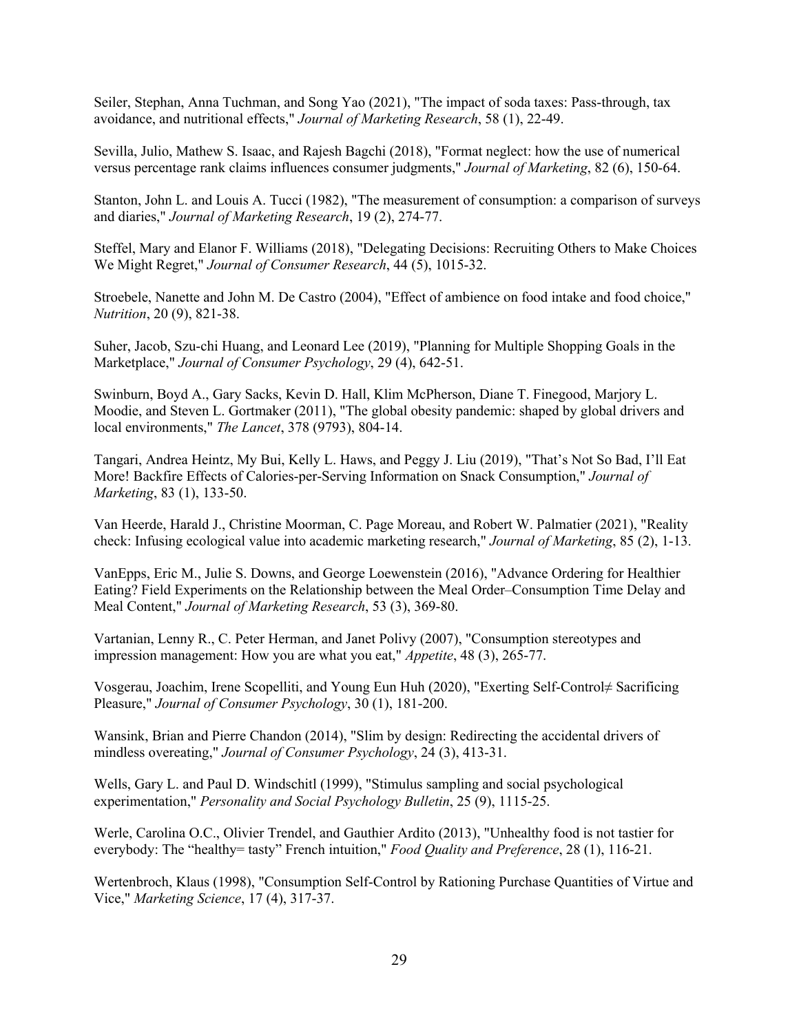Seiler, Stephan, Anna Tuchman, and Song Yao (2021), "The impact of soda taxes: Pass-through, tax avoidance, and nutritional effects," *Journal of Marketing Research*, 58 (1), 22-49.

Sevilla, Julio, Mathew S. Isaac, and Rajesh Bagchi (2018), "Format neglect: how the use of numerical versus percentage rank claims influences consumer judgments," *Journal of Marketing*, 82 (6), 150-64.

Stanton, John L. and Louis A. Tucci (1982), "The measurement of consumption: a comparison of surveys and diaries," *Journal of Marketing Research*, 19 (2), 274-77.

Steffel, Mary and Elanor F. Williams (2018), "Delegating Decisions: Recruiting Others to Make Choices We Might Regret," *Journal of Consumer Research*, 44 (5), 1015-32.

Stroebele, Nanette and John M. De Castro (2004), "Effect of ambience on food intake and food choice," *Nutrition*, 20 (9), 821-38.

Suher, Jacob, Szu-chi Huang, and Leonard Lee (2019), "Planning for Multiple Shopping Goals in the Marketplace," *Journal of Consumer Psychology*, 29 (4), 642-51.

Swinburn, Boyd A., Gary Sacks, Kevin D. Hall, Klim McPherson, Diane T. Finegood, Marjory L. Moodie, and Steven L. Gortmaker (2011), "The global obesity pandemic: shaped by global drivers and local environments," *The Lancet*, 378 (9793), 804-14.

Tangari, Andrea Heintz, My Bui, Kelly L. Haws, and Peggy J. Liu (2019), "That's Not So Bad, I'll Eat More! Backfire Effects of Calories-per-Serving Information on Snack Consumption," *Journal of Marketing*, 83 (1), 133-50.

Van Heerde, Harald J., Christine Moorman, C. Page Moreau, and Robert W. Palmatier (2021), "Reality check: Infusing ecological value into academic marketing research," *Journal of Marketing*, 85 (2), 1-13.

VanEpps, Eric M., Julie S. Downs, and George Loewenstein (2016), "Advance Ordering for Healthier Eating? Field Experiments on the Relationship between the Meal Order–Consumption Time Delay and Meal Content," *Journal of Marketing Research*, 53 (3), 369-80.

Vartanian, Lenny R., C. Peter Herman, and Janet Polivy (2007), "Consumption stereotypes and impression management: How you are what you eat," *Appetite*, 48 (3), 265-77.

Vosgerau, Joachim, Irene Scopelliti, and Young Eun Huh (2020), "Exerting Self-Control≠ Sacrificing Pleasure," *Journal of Consumer Psychology*, 30 (1), 181-200.

Wansink, Brian and Pierre Chandon (2014), "Slim by design: Redirecting the accidental drivers of mindless overeating," *Journal of Consumer Psychology*, 24 (3), 413-31.

Wells, Gary L. and Paul D. Windschitl (1999), "Stimulus sampling and social psychological experimentation," *Personality and Social Psychology Bulletin*, 25 (9), 1115-25.

Werle, Carolina O.C., Olivier Trendel, and Gauthier Ardito (2013), "Unhealthy food is not tastier for everybody: The "healthy= tasty" French intuition," *Food Quality and Preference*, 28 (1), 116-21.

Wertenbroch, Klaus (1998), "Consumption Self-Control by Rationing Purchase Quantities of Virtue and Vice," *Marketing Science*, 17 (4), 317-37.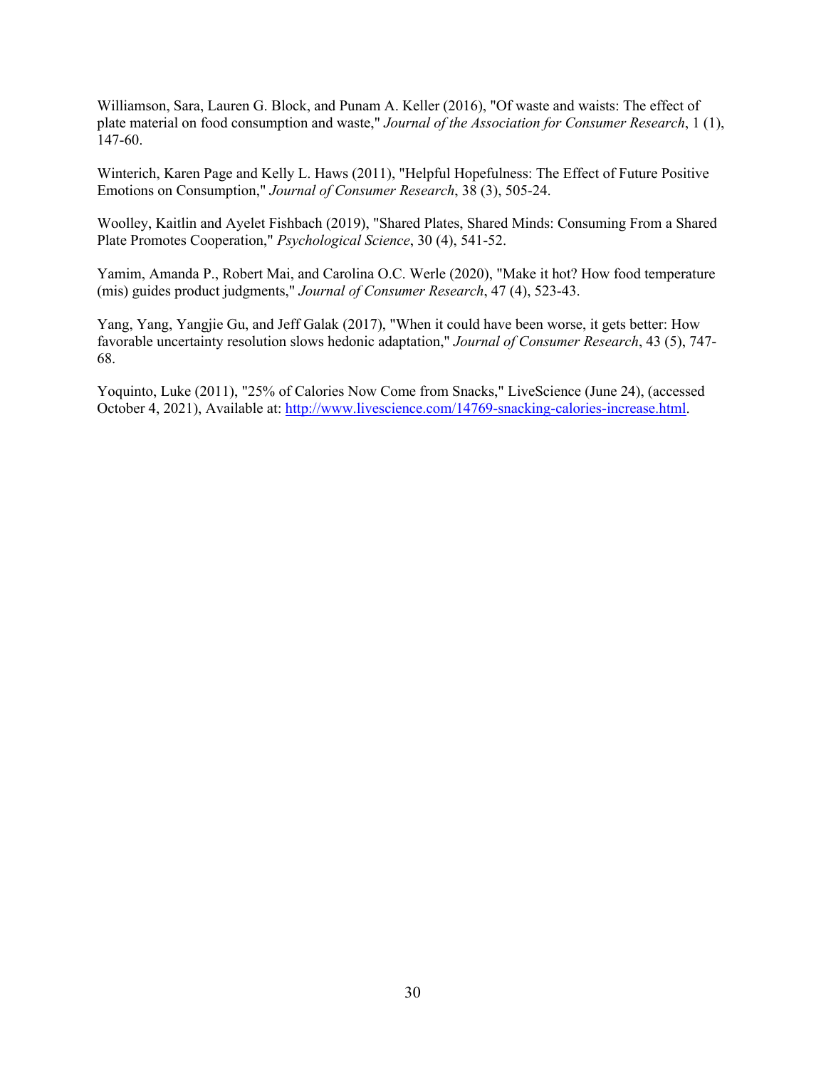Williamson, Sara, Lauren G. Block, and Punam A. Keller (2016), "Of waste and waists: The effect of plate material on food consumption and waste," *Journal of the Association for Consumer Research*, 1 (1), 147-60.

Winterich, Karen Page and Kelly L. Haws (2011), "Helpful Hopefulness: The Effect of Future Positive Emotions on Consumption," *Journal of Consumer Research*, 38 (3), 505-24.

Woolley, Kaitlin and Ayelet Fishbach (2019), "Shared Plates, Shared Minds: Consuming From a Shared Plate Promotes Cooperation," *Psychological Science*, 30 (4), 541-52.

Yamim, Amanda P., Robert Mai, and Carolina O.C. Werle (2020), "Make it hot? How food temperature (mis) guides product judgments," *Journal of Consumer Research*, 47 (4), 523-43.

Yang, Yang, Yangjie Gu, and Jeff Galak (2017), "When it could have been worse, it gets better: How favorable uncertainty resolution slows hedonic adaptation," *Journal of Consumer Research*, 43 (5), 747-68.

Yoquinto, Luke (2011), "25% of Calories Now Come from Snacks," LiveScience (June 24), (accessed October 4, 2021), Available at: [http://www.livescience.com/14769-snacking-calories-increase.html](http://www.livescience.com/14769-snacking-calories-increase.html).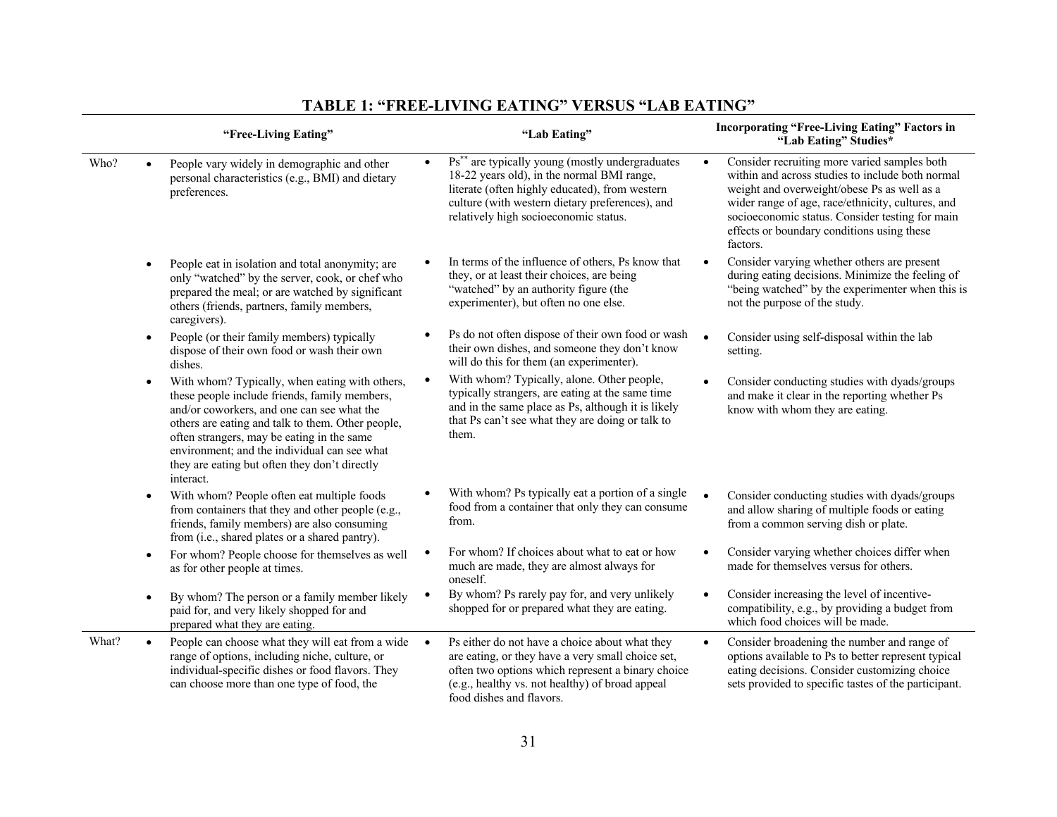## TABLE 1: "FREE-LIVING EATING" VERSUS "LAB EATING"

| | "Free-Living Eating" | "Lab Eating" | Incorporating "Free-Living Eating" Factors in "Lab Eating" Studies* |
|---|---|---|---|
| Who? | • People vary widely in demographic and other personal characteristics (e.g., BMI) and dietary preferences. | • Ps** are typically young (mostly undergraduates 18-22 years old), in the normal BMI range, literate (often highly educated), from western culture (with western dietary preferences), and relatively high socioeconomic status. | • Consider recruiting more varied samples both within and across studies to include both normal weight and overweight/obese Ps as well as a wider range of age, race/ethnicity, cultures, and socioeconomic status. Consider testing for main effects or boundary conditions using these factors. |
| | • People eat in isolation and total anonymity; are only "watched" by the server, cook, or chef who prepared the meal; or are watched by significant others (friends, partners, family members, caregivers). | • In terms of the influence of others, Ps know that they, or at least their choices, are being "watched" by an authority figure (the experimenter), but often no one else. | • Consider varying whether others are present during eating decisions. Minimize the feeling of "being watched" by the experimenter when this is not the purpose of the study. |
| | • People (or their family members) typically dispose of their own food or wash their own dishes. | • Ps do not often dispose of their own food or wash their own dishes, and someone they don't know will do this for them (an experimenter). | • Consider using self-disposal within the lab setting. |
| | • With whom? Typically, when eating with others, these people include friends, family members, and/or coworkers, and one can see what the others are eating and talk to them. Other people, often strangers, may be eating in the same environment; and the individual can see what they are eating but often they don't directly interact. | • With whom? Typically, alone. Other people, typically strangers, are eating at the same time and in the same place as Ps, although it is likely that Ps can't see what they are doing or talk to them. | • Consider conducting studies with dyads/groups and make it clear in the reporting whether Ps know with whom they are eating. |
| | • With whom? People often eat multiple foods from containers that they and other people (e.g., friends, family members) are also consuming from (i.e., shared plates or a shared pantry). | • With whom? Ps typically eat a portion of a single food from a container that only they can consume from. | • Consider conducting studies with dyads/groups and allow sharing of multiple foods or eating from a common serving dish or plate. |
| | • For whom? People choose for themselves as well as for other people at times. | • For whom? If choices about what to eat or how much are made, they are almost always for oneself. | • Consider varying whether choices differ when made for themselves versus for others. |
| | • By whom? The person or a family member likely paid for, and very likely shopped for and prepared what they are eating. | • By whom? Ps rarely pay for, and very unlikely shopped for or prepared what they are eating. | • Consider increasing the level of incentive-compatibility, e.g., by providing a budget from which food choices will be made. |
| What? | • People can choose what they will eat from a wide range of options, including niche, culture, or individual-specific dishes or food flavors. They can choose more than one type of food, the | • Ps either do not have a choice about what they are eating, or they have a very small choice set, often two options which represent a binary choice (e.g., healthy vs. not healthy) of broad appeal food dishes and flavors. | • Consider broadening the number and range of options available to Ps to better represent typical eating decisions. Consider customizing choice sets provided to specific tastes of the participant. |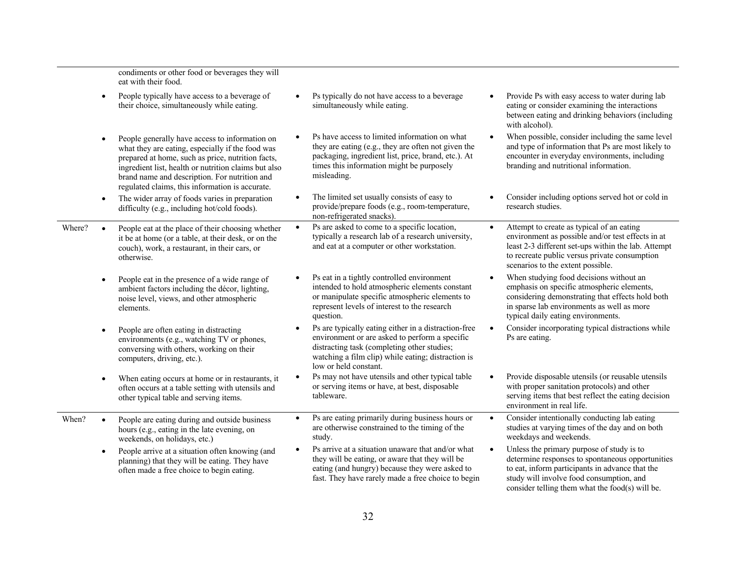| | | | |
|---|---|---|---|
| | condiments or other food or beverages they will eat with their food. | | |
| | • People typically have access to a beverage of their choice, simultaneously while eating. | • Ps typically do not have access to a beverage simultaneously while eating. | • Provide Ps with easy access to water during lab eating or consider examining the interactions between eating and drinking behaviors (including with alcohol). |
| | • People generally have access to information on what they are eating, especially if the food was prepared at home, such as price, nutrition facts, ingredient list, health or nutrition claims but also brand name and description. For nutrition and regulated claims, this information is accurate. | • Ps have access to limited information on what they are eating (e.g., they are often not given the packaging, ingredient list, price, brand, etc.). At times this information might be purposely misleading. | • When possible, consider including the same level and type of information that Ps are most likely to encounter in everyday environments, including branding and nutritional information. |
| | • The wider array of foods varies in preparation difficulty (e.g., including hot/cold foods). | • The limited set usually consists of easy to provide/prepare foods (e.g., room-temperature, non-refrigerated snacks). | • Consider including options served hot or cold in research studies. |
| Where? | • People eat at the place of their choosing whether it be at home (or a table, at their desk, or on the couch), work, a restaurant, in their cars, or otherwise. | • Ps are asked to come to a specific location, typically a research lab of a research university, and eat at a computer or other workstation. | • Attempt to create as typical of an eating environment as possible and/or test effects in at least 2-3 different set-ups within the lab. Attempt to recreate public versus private consumption scenarios to the extent possible. |
| | • People eat in the presence of a wide range of ambient factors including the décor, lighting, noise level, views, and other atmospheric elements. | • Ps eat in a tightly controlled environment intended to hold atmospheric elements constant or manipulate specific atmospheric elements to represent levels of interest to the research question. | • When studying food decisions without an emphasis on specific atmospheric elements, considering demonstrating that effects hold both in sparse lab environments as well as more typical daily eating environments. |
| | • People are often eating in distracting environments (e.g., watching TV or phones, conversing with others, working on their computers, driving, etc.). | • Ps are typically eating either in a distraction-free environment or are asked to perform a specific distracting task (completing other studies; watching a film clip) while eating; distraction is low or held constant. | • Consider incorporating typical distractions while Ps are eating. |
| | • When eating occurs at home or in restaurants, it often occurs at a table setting with utensils and other typical table and serving items. | • Ps may not have utensils and other typical table or serving items or have, at best, disposable tableware. | • Provide disposable utensils (or reusable utensils with proper sanitation protocols) and other serving items that best reflect the eating decision environment in real life. |
| When? | • People are eating during and outside business hours (e.g., eating in the late evening, on weekends, on holidays, etc.) | • Ps are eating primarily during business hours or are otherwise constrained to the timing of the study. | • Consider intentionally conducting lab eating studies at varying times of the day and on both weekdays and weekends. |
| | • People arrive at a situation often knowing (and planning) that they will be eating. They have often made a free choice to begin eating. | • Ps arrive at a situation unaware that and/or what they will be eating, or aware that they will be eating (and hungry) because they were asked to fast. They have rarely made a free choice to begin | • Unless the primary purpose of study is to determine responses to spontaneous opportunities to eat, inform participants in advance that the study will involve food consumption, and consider telling them what the food(s) will be. |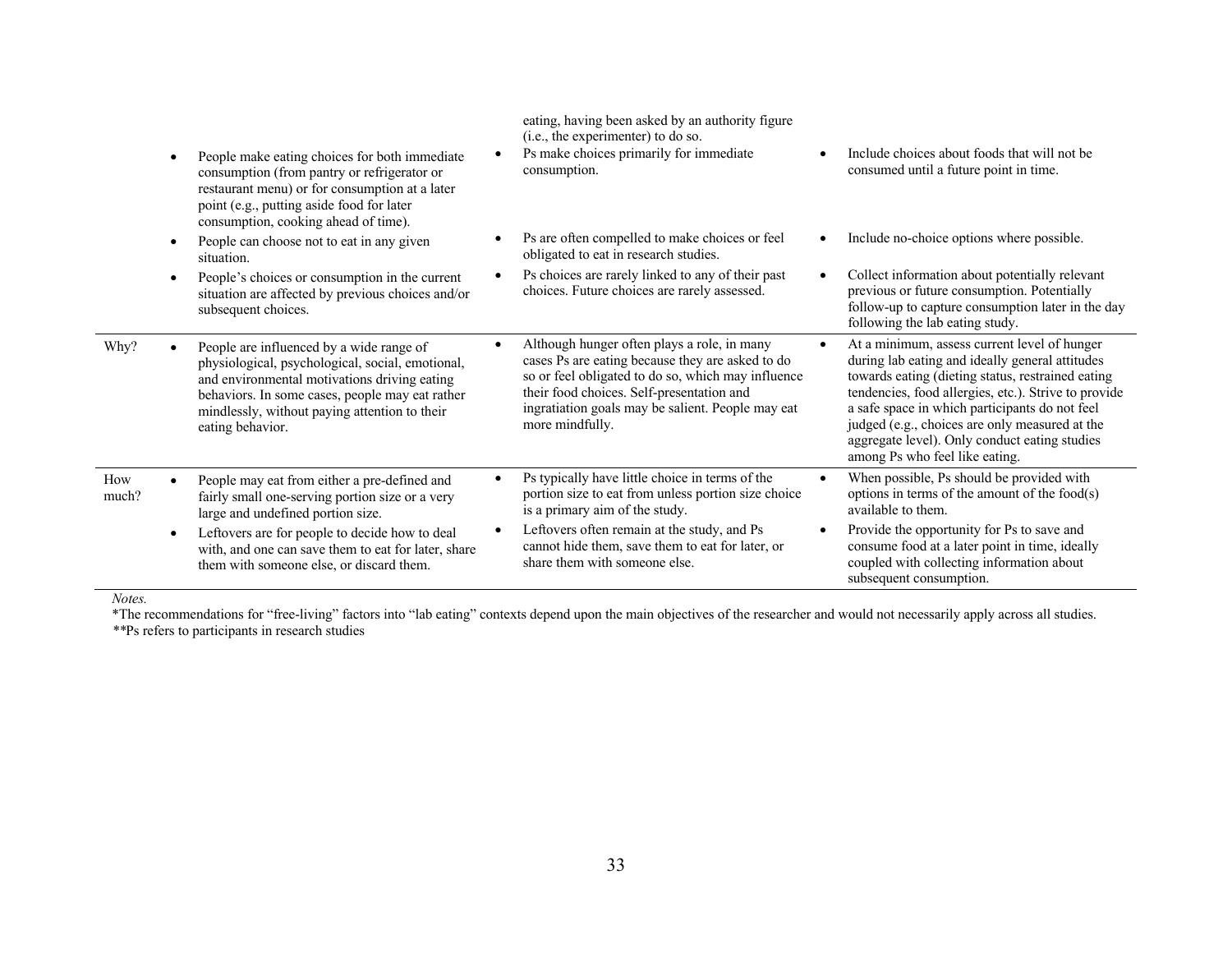| | | | |
|---|---|---|---|
| | | eating, having been asked by an authority figure (i.e., the experimenter) to do so. | |
| | • People make eating choices for both immediate consumption (from pantry or refrigerator or restaurant menu) or for consumption at a later point (e.g., putting aside food for later consumption, cooking ahead of time). | • Ps make choices primarily for immediate consumption. | • Include choices about foods that will not be consumed until a future point in time. |
| | • People can choose not to eat in any given situation. | • Ps are often compelled to make choices or feel obligated to eat in research studies. | • Include no-choice options where possible. |
| | • People's choices or consumption in the current situation are affected by previous choices and/or subsequent choices. | • Ps choices are rarely linked to any of their past choices. Future choices are rarely assessed. | • Collect information about potentially relevant previous or future consumption. Potentially follow-up to capture consumption later in the day following the lab eating study. |
| Why? | • People are influenced by a wide range of physiological, psychological, social, emotional, and environmental motivations driving eating behaviors. In some cases, people may eat rather mindlessly, without paying attention to their eating behavior. | • Although hunger often plays a role, in many cases Ps are eating because they are asked to do so or feel obligated to do so, which may influence their food choices. Self-presentation and ingratiation goals may be salient. People may eat more mindfully. | • At a minimum, assess current level of hunger during lab eating and ideally general attitudes towards eating (dieting status, restrained eating tendencies, food allergies, etc.). Strive to provide a safe space in which participants do not feel judged (e.g., choices are only measured at the aggregate level). Only conduct eating studies among Ps who feel like eating. |
| How much? | • People may eat from either a pre-defined and fairly small one-serving portion size or a very large and undefined portion size. | • Ps typically have little choice in terms of the portion size to eat from unless portion size choice is a primary aim of the study. | • When possible, Ps should be provided with options in terms of the amount of the food(s) available to them. |
| | • Leftovers are for people to decide how to deal with, and one can save them to eat for later, share them with someone else, or discard them. | • Leftovers often remain at the study, and Ps cannot hide them, save them to eat for later, or share them with someone else. | • Provide the opportunity for Ps to save and consume food at a later point in time, ideally coupled with collecting information about subsequent consumption. |

*Notes.*

*The recommendations for "free-living" factors into "lab eating" contexts depend upon the main objectives of the researcher and would not necessarily apply across all studies.

**Ps refers to participants in research studies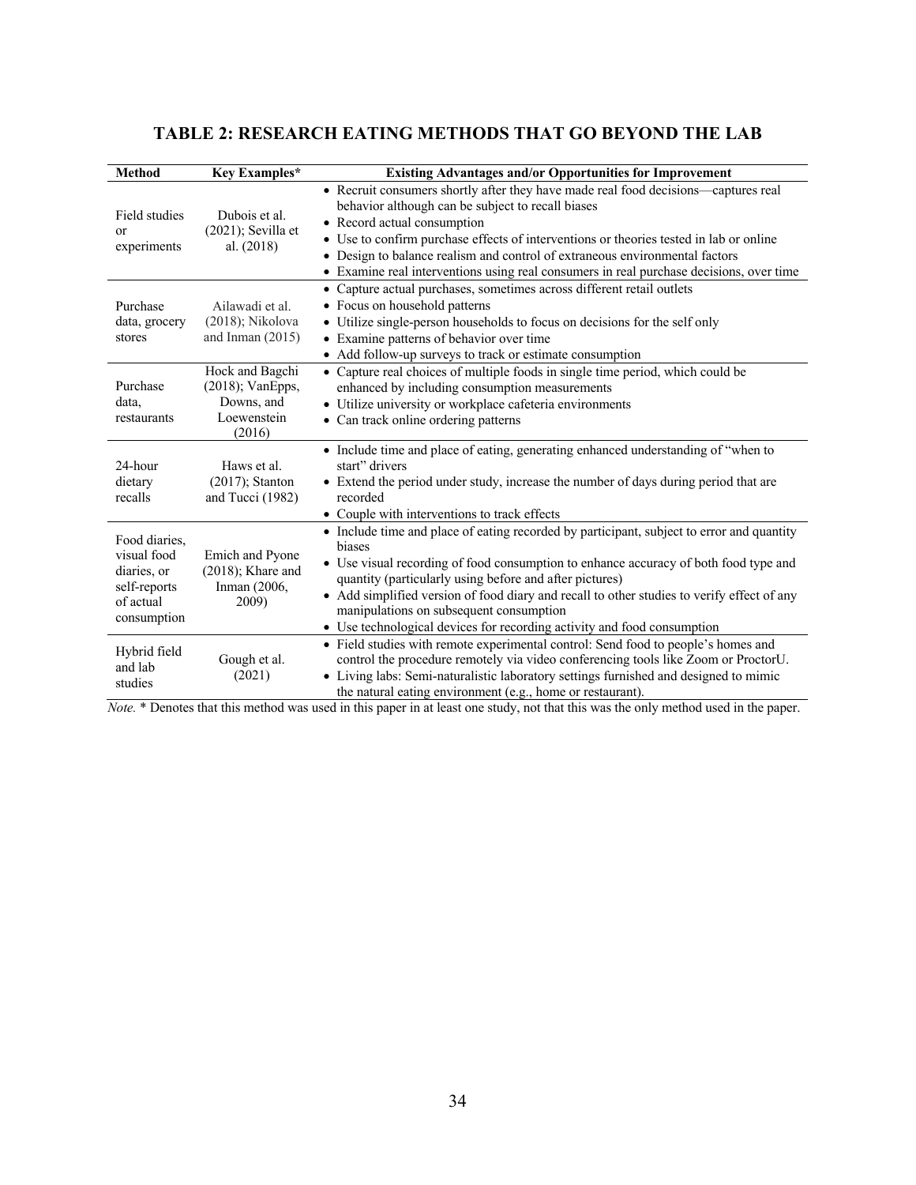# TABLE 2: RESEARCH EATING METHODS THAT GO BEYOND THE LAB

| Method | Key Examples* | Existing Advantages and/or Opportunities for Improvement |
|---|---|---|
| Field studies or experiments | Dubois et al. (2021); Sevilla et al. (2018) | • Recruit consumers shortly after they have made real food decisions—captures real behavior although can be subject to recall biases<br>• Record actual consumption<br>• Use to confirm purchase effects of interventions or theories tested in lab or online<br>• Design to balance realism and control of extraneous environmental factors<br>• Examine real interventions using real consumers in real purchase decisions, over time |
| Purchase data, grocery stores | Ailawadi et al. (2018); Nikolova and Inman (2015) | • Capture actual purchases, sometimes across different retail outlets<br>• Focus on household patterns<br>• Utilize single-person households to focus on decisions for the self only<br>• Examine patterns of behavior over time<br>• Add follow-up surveys to track or estimate consumption |
| Purchase data, restaurants | Hock and Bagchi (2018); VanEpps, Downs, and Loewenstein (2016) | • Capture real choices of multiple foods in single time period, which could be enhanced by including consumption measurements<br>• Utilize university or workplace cafeteria environments<br>• Can track online ordering patterns |
| 24-hour dietary recalls | Haws et al. (2017); Stanton and Tucci (1982) | • Include time and place of eating, generating enhanced understanding of "when to start" drivers<br>• Extend the period under study, increase the number of days during period that are recorded<br>• Couple with interventions to track effects |
| Food diaries, visual food diaries, or self-reports of actual consumption | Emich and Pyone (2018); Khare and Inman (2006, 2009) | • Include time and place of eating recorded by participant, subject to error and quantity biases<br>• Use visual recording of food consumption to enhance accuracy of both food type and quantity (particularly using before and after pictures)<br>• Add simplified version of food diary and recall to other studies to verify effect of any manipulations on subsequent consumption<br>• Use technological devices for recording activity and food consumption |
| Hybrid field and lab studies | Gough et al. (2021) | • Field studies with remote experimental control: Send food to people's homes and control the procedure remotely via video conferencing tools like Zoom or ProctorU.<br>• Living labs: Semi-naturalistic laboratory settings furnished and designed to mimic the natural eating environment (e.g., home or restaurant). |

*Note.* * Denotes that this method was used in this paper in at least one study, not that this was the only method used in the paper.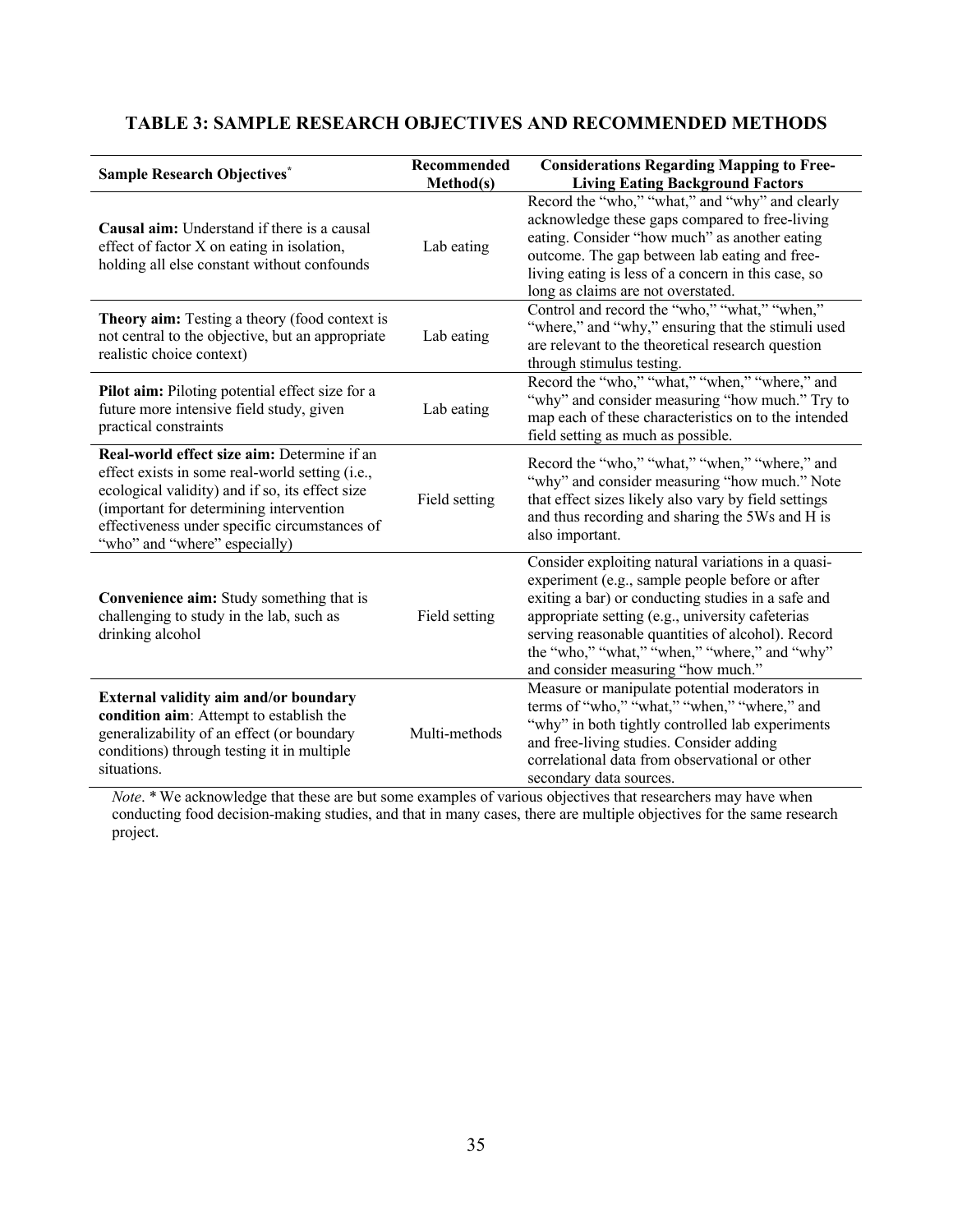## TABLE 3: SAMPLE RESEARCH OBJECTIVES AND RECOMMENDED METHODS

| Sample Research Objectives* | Recommended Method(s) | Considerations Regarding Mapping to Free-Living Eating Background Factors |
|---|---|---|
| **Causal aim:** Understand if there is a causal effect of factor X on eating in isolation, holding all else constant without confounds | Lab eating | Record the "who," "what," and "why" and clearly acknowledge these gaps compared to free-living eating. Consider "how much" as another eating outcome. The gap between lab eating and free-living eating is less of a concern in this case, so long as claims are not overstated. |
| **Theory aim:** Testing a theory (food context is not central to the objective, but an appropriate realistic choice context) | Lab eating | Control and record the "who," "what," "when," "where," and "why," ensuring that the stimuli used are relevant to the theoretical research question through stimulus testing. |
| **Pilot aim:** Piloting potential effect size for a future more intensive field study, given practical constraints | Lab eating | Record the "who," "what," "when," "where," and "why" and consider measuring "how much." Try to map each of these characteristics on to the intended field setting as much as possible. |
| **Real-world effect size aim:** Determine if an effect exists in some real-world setting (i.e., ecological validity) and if so, its effect size (important for determining intervention effectiveness under specific circumstances of "who" and "where" especially) | Field setting | Record the "who," "what," "when," "where," and "why" and consider measuring "how much." Note that effect sizes likely also vary by field settings and thus recording and sharing the 5Ws and H is also important. |
| **Convenience aim:** Study something that is challenging to study in the lab, such as drinking alcohol | Field setting | Consider exploiting natural variations in a quasi-experiment (e.g., sample people before or after exiting a bar) or conducting studies in a safe and appropriate setting (e.g., university cafeterias serving reasonable quantities of alcohol). Record the "who," "what," "when," "where," and "why" and consider measuring "how much." |
| **External validity aim and/or boundary condition aim**: Attempt to establish the generalizability of an effect (or boundary conditions) through testing it in multiple situations. | Multi-methods | Measure or manipulate potential moderators in terms of "who," "what," "when," "where," and "why" in both tightly controlled lab experiments and free-living studies. Consider adding correlational data from observational or other secondary data sources. |

*Note*. * We acknowledge that these are but some examples of various objectives that researchers may have when conducting food decision-making studies, and that in many cases, there are multiple objectives for the same research project.